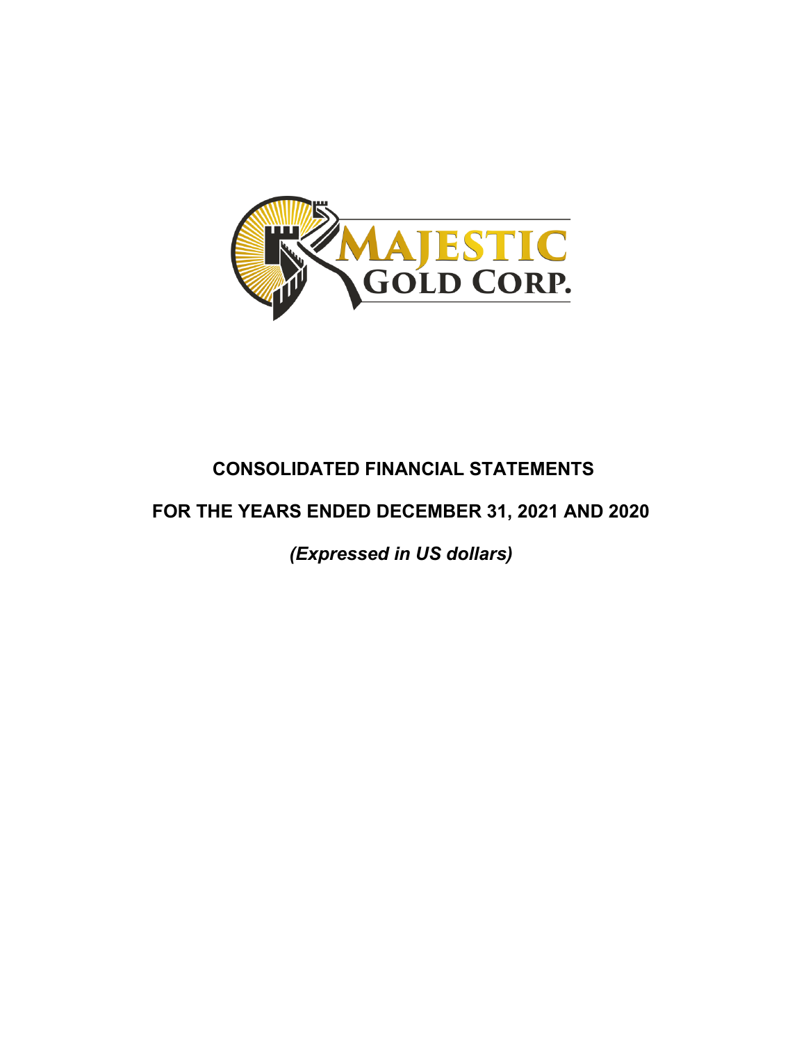MAJESTIC GOLD CORP.

# CONSOLIDATED FINANCIAL STATEMENTS

# FOR THE YEARS ENDED DECEMBER 31, 2021 AND 2020

***(Expressed in US dollars)***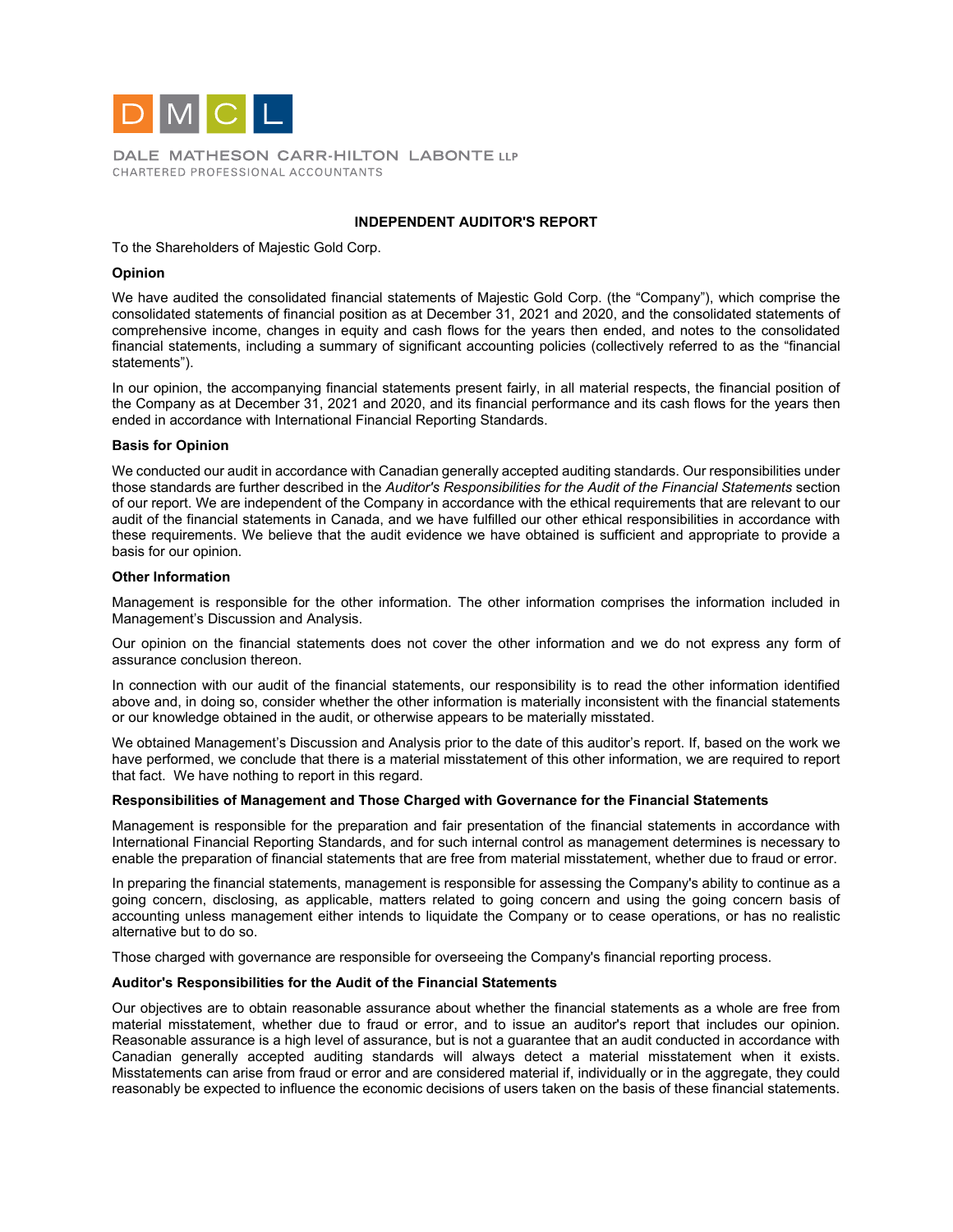DALE MATHESON CARR-HILTON LABONTE LLP
CHARTERED PROFESSIONAL ACCOUNTANTS

## INDEPENDENT AUDITOR'S REPORT

To the Shareholders of Majestic Gold Corp.

### Opinion

We have audited the consolidated financial statements of Majestic Gold Corp. (the "Company"), which comprise the consolidated statements of financial position as at December 31, 2021 and 2020, and the consolidated statements of comprehensive income, changes in equity and cash flows for the years then ended, and notes to the consolidated financial statements, including a summary of significant accounting policies (collectively referred to as the "financial statements").

In our opinion, the accompanying financial statements present fairly, in all material respects, the financial position of the Company as at December 31, 2021 and 2020, and its financial performance and its cash flows for the years then ended in accordance with International Financial Reporting Standards.

### Basis for Opinion

We conducted our audit in accordance with Canadian generally accepted auditing standards. Our responsibilities under those standards are further described in the *Auditor's Responsibilities for the Audit of the Financial Statements* section of our report. We are independent of the Company in accordance with the ethical requirements that are relevant to our audit of the financial statements in Canada, and we have fulfilled our other ethical responsibilities in accordance with these requirements. We believe that the audit evidence we have obtained is sufficient and appropriate to provide a basis for our opinion.

### Other Information

Management is responsible for the other information. The other information comprises the information included in Management's Discussion and Analysis.

Our opinion on the financial statements does not cover the other information and we do not express any form of assurance conclusion thereon.

In connection with our audit of the financial statements, our responsibility is to read the other information identified above and, in doing so, consider whether the other information is materially inconsistent with the financial statements or our knowledge obtained in the audit, or otherwise appears to be materially misstated.

We obtained Management's Discussion and Analysis prior to the date of this auditor's report. If, based on the work we have performed, we conclude that there is a material misstatement of this other information, we are required to report that fact. We have nothing to report in this regard.

### Responsibilities of Management and Those Charged with Governance for the Financial Statements

Management is responsible for the preparation and fair presentation of the financial statements in accordance with International Financial Reporting Standards, and for such internal control as management determines is necessary to enable the preparation of financial statements that are free from material misstatement, whether due to fraud or error.

In preparing the financial statements, management is responsible for assessing the Company's ability to continue as a going concern, disclosing, as applicable, matters related to going concern and using the going concern basis of accounting unless management either intends to liquidate the Company or to cease operations, or has no realistic alternative but to do so.

Those charged with governance are responsible for overseeing the Company's financial reporting process.

### Auditor's Responsibilities for the Audit of the Financial Statements

Our objectives are to obtain reasonable assurance about whether the financial statements as a whole are free from material misstatement, whether due to fraud or error, and to issue an auditor's report that includes our opinion. Reasonable assurance is a high level of assurance, but is not a guarantee that an audit conducted in accordance with Canadian generally accepted auditing standards will always detect a material misstatement when it exists. Misstatements can arise from fraud or error and are considered material if, individually or in the aggregate, they could reasonably be expected to influence the economic decisions of users taken on the basis of these financial statements.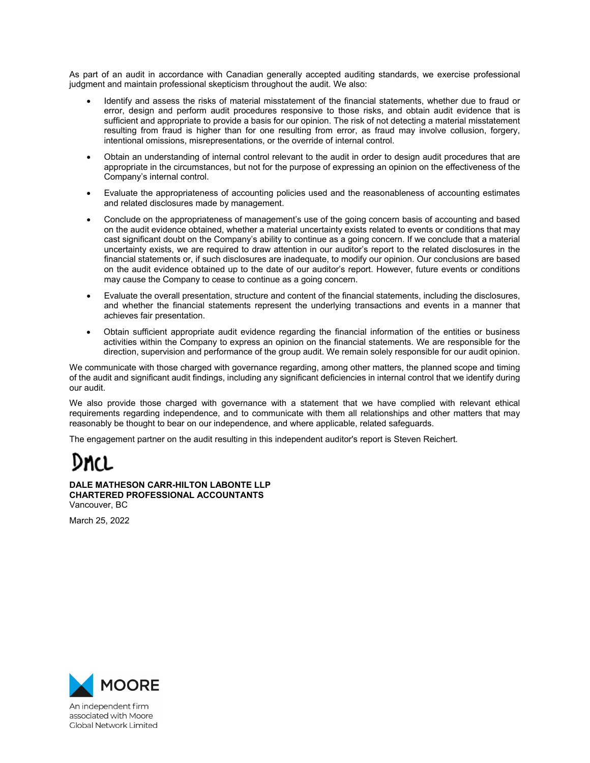As part of an audit in accordance with Canadian generally accepted auditing standards, we exercise professional judgment and maintain professional skepticism throughout the audit. We also:

- Identify and assess the risks of material misstatement of the financial statements, whether due to fraud or error, design and perform audit procedures responsive to those risks, and obtain audit evidence that is sufficient and appropriate to provide a basis for our opinion. The risk of not detecting a material misstatement resulting from fraud is higher than for one resulting from error, as fraud may involve collusion, forgery, intentional omissions, misrepresentations, or the override of internal control.
- Obtain an understanding of internal control relevant to the audit in order to design audit procedures that are appropriate in the circumstances, but not for the purpose of expressing an opinion on the effectiveness of the Company's internal control.
- Evaluate the appropriateness of accounting policies used and the reasonableness of accounting estimates and related disclosures made by management.
- Conclude on the appropriateness of management's use of the going concern basis of accounting and based on the audit evidence obtained, whether a material uncertainty exists related to events or conditions that may cast significant doubt on the Company's ability to continue as a going concern. If we conclude that a material uncertainty exists, we are required to draw attention in our auditor's report to the related disclosures in the financial statements or, if such disclosures are inadequate, to modify our opinion. Our conclusions are based on the audit evidence obtained up to the date of our auditor's report. However, future events or conditions may cause the Company to cease to continue as a going concern.
- Evaluate the overall presentation, structure and content of the financial statements, including the disclosures, and whether the financial statements represent the underlying transactions and events in a manner that achieves fair presentation.
- Obtain sufficient appropriate audit evidence regarding the financial information of the entities or business activities within the Company to express an opinion on the financial statements. We are responsible for the direction, supervision and performance of the group audit. We remain solely responsible for our audit opinion.

We communicate with those charged with governance regarding, among other matters, the planned scope and timing of the audit and significant audit findings, including any significant deficiencies in internal control that we identify during our audit.

We also provide those charged with governance with a statement that we have complied with relevant ethical requirements regarding independence, and to communicate with them all relationships and other matters that may reasonably be thought to bear on our independence, and where applicable, related safeguards.

The engagement partner on the audit resulting in this independent auditor's report is Steven Reichert.

DMCL

**DALE MATHESON CARR-HILTON LABONTE LLP**
**CHARTERED PROFESSIONAL ACCOUNTANTS**
Vancouver, BC

March 25, 2022

MOORE

An independent firm associated with Moore Global Network Limited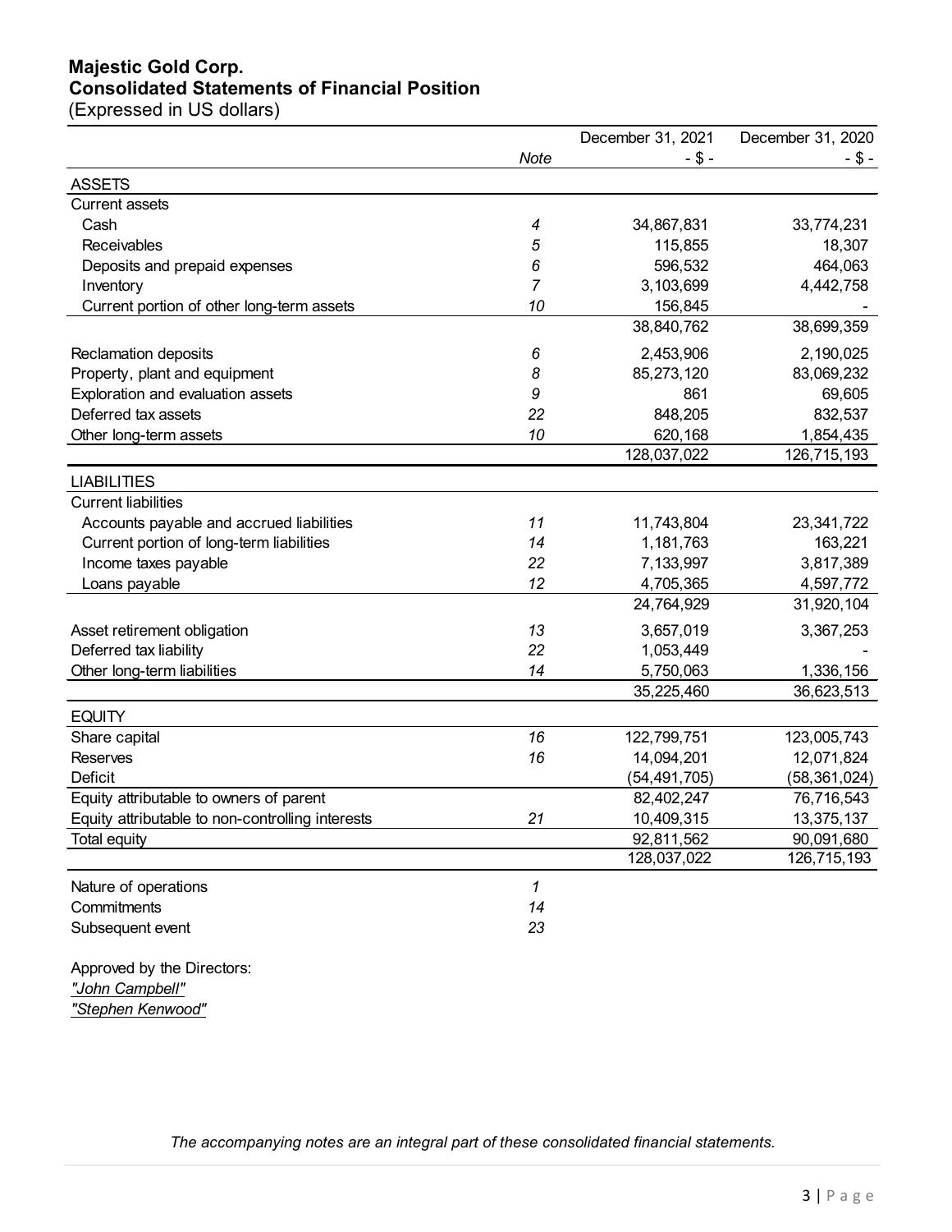# Majestic Gold Corp.
## Consolidated Statements of Financial Position
(Expressed in US dollars)

| | *Note* | December 31, 2021<br>- $ - | December 31, 2020<br>- $ - |
|---|---|---|---|
| **ASSETS** | | | |
| Current assets | | | |
| Cash | *4* | 34,867,831 | 33,774,231 |
| Receivables | *5* | 115,855 | 18,307 |
| Deposits and prepaid expenses | *6* | 596,532 | 464,063 |
| Inventory | *7* | 3,103,699 | 4,442,758 |
| Current portion of other long-term assets | *10* | 156,845 | - |
| | | 38,840,762 | 38,699,359 |
| Reclamation deposits | *6* | 2,453,906 | 2,190,025 |
| Property, plant and equipment | *8* | 85,273,120 | 83,069,232 |
| Exploration and evaluation assets | *9* | 861 | 69,605 |
| Deferred tax assets | *22* | 848,205 | 832,537 |
| Other long-term assets | *10* | 620,168 | 1,854,435 |
| | | 128,037,022 | 126,715,193 |
| **LIABILITIES** | | | |
| Current liabilities | | | |
| Accounts payable and accrued liabilities | *11* | 11,743,804 | 23,341,722 |
| Current portion of long-term liabilities | *14* | 1,181,763 | 163,221 |
| Income taxes payable | *22* | 7,133,997 | 3,817,389 |
| Loans payable | *12* | 4,705,365 | 4,597,772 |
| | | 24,764,929 | 31,920,104 |
| Asset retirement obligation | *13* | 3,657,019 | 3,367,253 |
| Deferred tax liability | *22* | 1,053,449 | - |
| Other long-term liabilities | *14* | 5,750,063 | 1,336,156 |
| | | 35,225,460 | 36,623,513 |
| **EQUITY** | | | |
| Share capital | *16* | 122,799,751 | 123,005,743 |
| Reserves | *16* | 14,094,201 | 12,071,824 |
| Deficit | | (54,491,705) | (58,361,024) |
| Equity attributable to owners of parent | | 82,402,247 | 76,716,543 |
| Equity attributable to non-controlling interests | *21* | 10,409,315 | 13,375,137 |
| Total equity | | 92,811,562 | 90,091,680 |
| | | 128,037,022 | 126,715,193 |

| | |
|---|---|
| Nature of operations | *1* |
| Commitments | *14* |
| Subsequent event | *23* |

Approved by the Directors:

*"John Campbell"*

*"Stephen Kenwood"*

*The accompanying notes are an integral part of these consolidated financial statements.*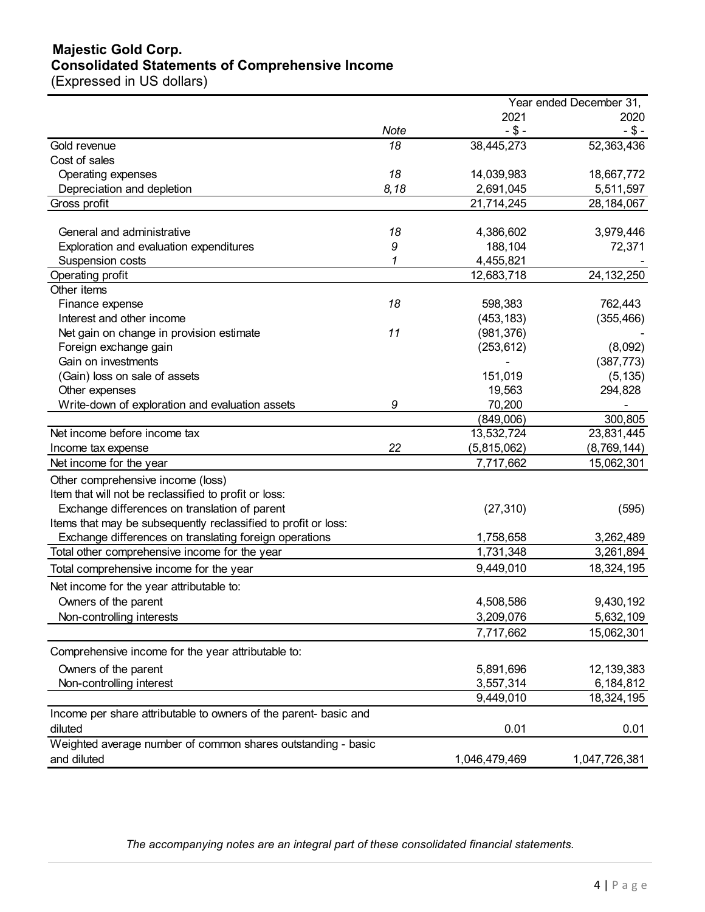# Majestic Gold Corp.
## Consolidated Statements of Comprehensive Income
(Expressed in US dollars)

| | Note | Year ended December 31, 2021 - $ - | 2020 - $ - |
|---|---|---|---|
| Gold revenue | 18 | 38,445,273 | 52,363,436 |
| Cost of sales | | | |
| Operating expenses | 18 | 14,039,983 | 18,667,772 |
| Depreciation and depletion | 8,18 | 2,691,045 | 5,511,597 |
| Gross profit | | 21,714,245 | 28,184,067 |
| | | | |
| General and administrative | 18 | 4,386,602 | 3,979,446 |
| Exploration and evaluation expenditures | 9 | 188,104 | 72,371 |
| Suspension costs | 1 | 4,455,821 | - |
| Operating profit | | 12,683,718 | 24,132,250 |
| Other items | | | |
| Finance expense | 18 | 598,383 | 762,443 |
| Interest and other income | | (453,183) | (355,466) |
| Net gain on change in provision estimate | 11 | (981,376) | - |
| Foreign exchange gain | | (253,612) | (8,092) |
| Gain on investments | | - | (387,773) |
| (Gain) loss on sale of assets | | 151,019 | (5,135) |
| Other expenses | | 19,563 | 294,828 |
| Write-down of exploration and evaluation assets | 9 | 70,200 | - |
| | | (849,006) | 300,805 |
| Net income before income tax | | 13,532,724 | 23,831,445 |
| Income tax expense | 22 | (5,815,062) | (8,769,144) |
| Net income for the year | | 7,717,662 | 15,062,301 |
| Other comprehensive income (loss) | | | |
| Item that will not be reclassified to profit or loss: | | | |
| Exchange differences on translation of parent | | (27,310) | (595) |
| Items that may be subsequently reclassified to profit or loss: | | | |
| Exchange differences on translating foreign operations | | 1,758,658 | 3,262,489 |
| Total other comprehensive income for the year | | 1,731,348 | 3,261,894 |
| Total comprehensive income for the year | | 9,449,010 | 18,324,195 |
| Net income for the year attributable to: | | | |
| Owners of the parent | | 4,508,586 | 9,430,192 |
| Non-controlling interests | | 3,209,076 | 5,632,109 |
| | | 7,717,662 | 15,062,301 |
| Comprehensive income for the year attributable to: | | | |
| Owners of the parent | | 5,891,696 | 12,139,383 |
| Non-controlling interest | | 3,557,314 | 6,184,812 |
| | | 9,449,010 | 18,324,195 |
| Income per share attributable to owners of the parent- basic and diluted | | 0.01 | 0.01 |
| Weighted average number of common shares outstanding - basic and diluted | | 1,046,479,469 | 1,047,726,381 |

*The accompanying notes are an integral part of these consolidated financial statements.*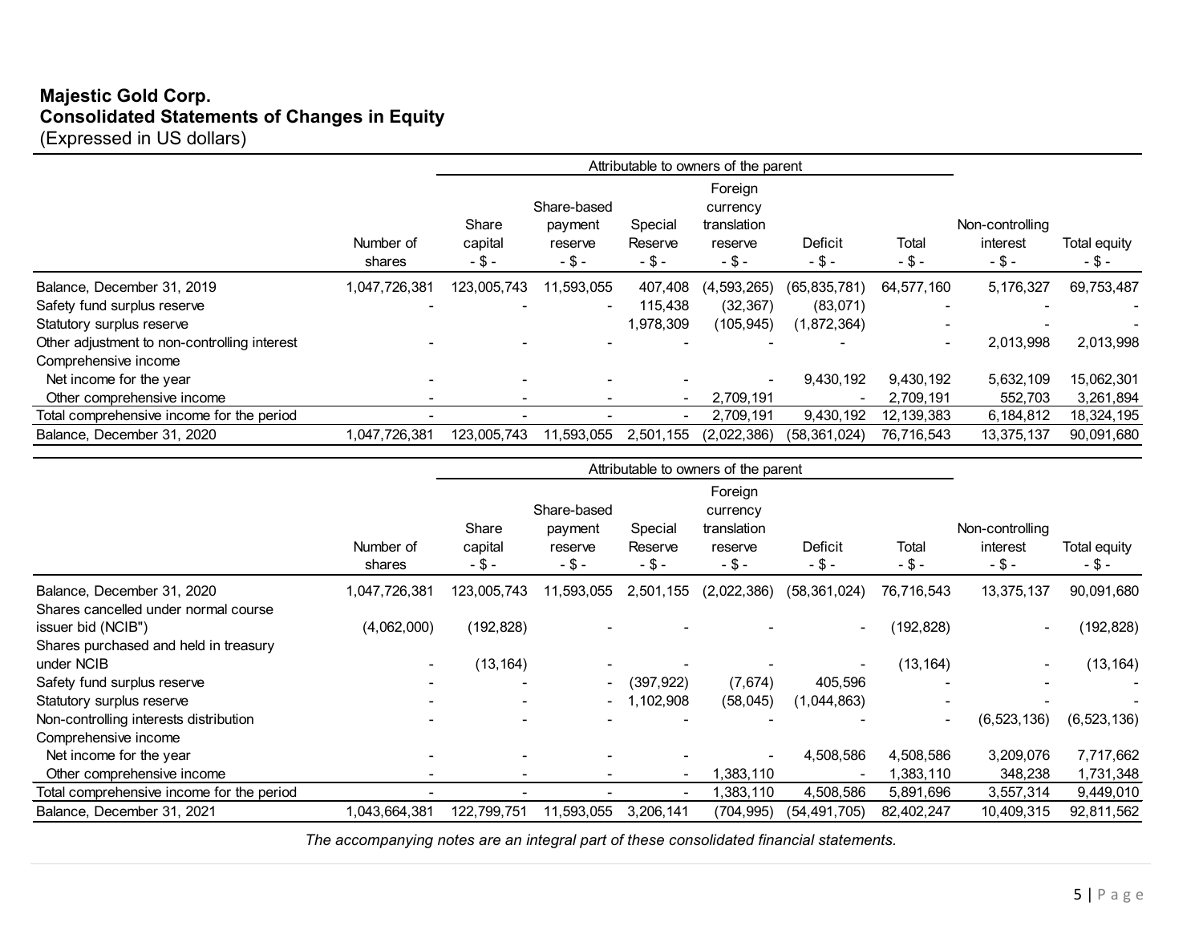**Majestic Gold Corp.**
**Consolidated Statements of Changes in Equity**
(Expressed in US dollars)

| | | Attributable to owners of the parent | | | | | | | |
|---|---|---|---|---|---|---|---|---|---|
| | Number of shares | Share capital - $ - | Share-based payment reserve - $ - | Special Reserve - $ - | Foreign currency translation reserve - $ - | Deficit - $ - | Total - $ - | Non-controlling interest - $ - | Total equity - $ - |
| Balance, December 31, 2019 | 1,047,726,381 | 123,005,743 | 11,593,055 | 407,408 | (4,593,265) | (65,835,781) | 64,577,160 | 5,176,327 | 69,753,487 |
| Safety fund surplus reserve | - | - | - | 115,438 | (32,367) | (83,071) | - | - | - |
| Statutory surplus reserve | | | | 1,978,309 | (105,945) | (1,872,364) | - | - | - |
| Other adjustment to non-controlling interest | - | - | - | - | - | - | - | 2,013,998 | 2,013,998 |
| Comprehensive income | | | | | | | | | |
| Net income for the year | - | - | - | - | - | 9,430,192 | 9,430,192 | 5,632,109 | 15,062,301 |
| Other comprehensive income | - | - | - | - | 2,709,191 | - | 2,709,191 | 552,703 | 3,261,894 |
| Total comprehensive income for the period | - | - | - | - | 2,709,191 | 9,430,192 | 12,139,383 | 6,184,812 | 18,324,195 |
| Balance, December 31, 2020 | 1,047,726,381 | 123,005,743 | 11,593,055 | 2,501,155 | (2,022,386) | (58,361,024) | 76,716,543 | 13,375,137 | 90,091,680 |

| | | Attributable to owners of the parent | | | | | | | |
|---|---|---|---|---|---|---|---|---|---|
| | Number of shares | Share capital - $ - | Share-based payment reserve - $ - | Special Reserve - $ - | Foreign currency translation reserve - $ - | Deficit - $ - | Total - $ - | Non-controlling interest - $ - | Total equity - $ - |
| Balance, December 31, 2020 | 1,047,726,381 | 123,005,743 | 11,593,055 | 2,501,155 | (2,022,386) | (58,361,024) | 76,716,543 | 13,375,137 | 90,091,680 |
| Shares cancelled under normal course issuer bid (NCIB") | (4,062,000) | (192,828) | - | - | - | - | (192,828) | - | (192,828) |
| Shares purchased and held in treasury under NCIB | - | (13,164) | - | - | - | - | (13,164) | - | (13,164) |
| Safety fund surplus reserve | - | - | - | (397,922) | (7,674) | 405,596 | - | - | - |
| Statutory surplus reserve | - | - | - | 1,102,908 | (58,045) | (1,044,863) | - | - | - |
| Non-controlling interests distribution | - | - | - | - | - | - | - | (6,523,136) | (6,523,136) |
| Comprehensive income | | | | | | | | | |
| Net income for the year | - | - | - | - | - | 4,508,586 | 4,508,586 | 3,209,076 | 7,717,662 |
| Other comprehensive income | - | - | - | - | 1,383,110 | - | 1,383,110 | 348,238 | 1,731,348 |
| Total comprehensive income for the period | - | - | - | - | 1,383,110 | 4,508,586 | 5,891,696 | 3,557,314 | 9,449,010 |
| Balance, December 31, 2021 | 1,043,664,381 | 122,799,751 | 11,593,055 | 3,206,141 | (704,995) | (54,491,705) | 82,402,247 | 10,409,315 | 92,811,562 |

*The accompanying notes are an integral part of these consolidated financial statements.*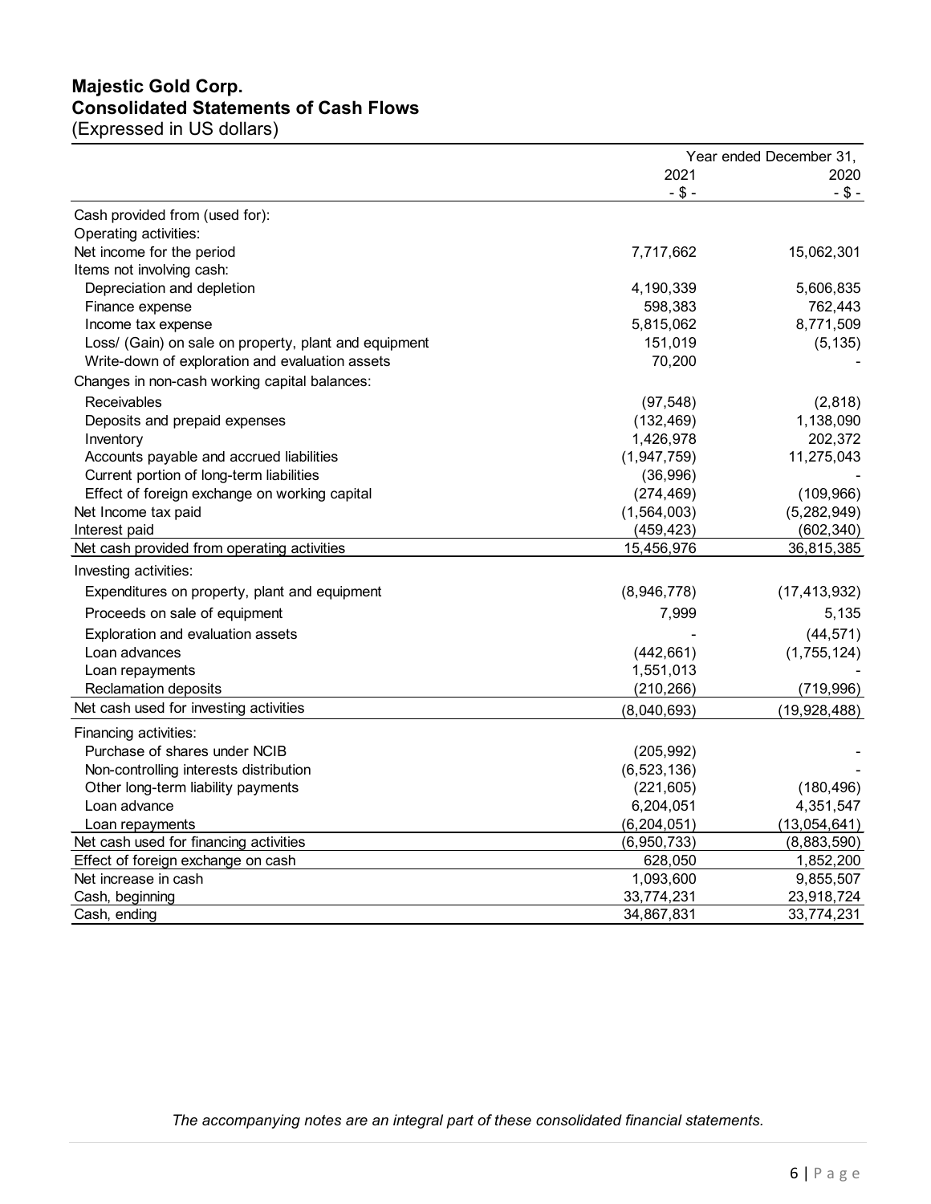# Majestic Gold Corp.
## Consolidated Statements of Cash Flows
(Expressed in US dollars)

| | Year ended December 31, | |
|---|---|---|
| | 2021 | 2020 |
| | - $ - | - $ - |
| Cash provided from (used for): | | |
| Operating activities: | | |
| Net income for the period | 7,717,662 | 15,062,301 |
| Items not involving cash: | | |
| Depreciation and depletion | 4,190,339 | 5,606,835 |
| Finance expense | 598,383 | 762,443 |
| Income tax expense | 5,815,062 | 8,771,509 |
| Loss/ (Gain) on sale on property, plant and equipment | 151,019 | (5,135) |
| Write-down of exploration and evaluation assets | 70,200 | - |
| Changes in non-cash working capital balances: | | |
| Receivables | (97,548) | (2,818) |
| Deposits and prepaid expenses | (132,469) | 1,138,090 |
| Inventory | 1,426,978 | 202,372 |
| Accounts payable and accrued liabilities | (1,947,759) | 11,275,043 |
| Current portion of long-term liabilities | (36,996) | - |
| Effect of foreign exchange on working capital | (274,469) | (109,966) |
| Net Income tax paid | (1,564,003) | (5,282,949) |
| Interest paid | (459,423) | (602,340) |
| Net cash provided from operating activities | 15,456,976 | 36,815,385 |
| Investing activities: | | |
| Expenditures on property, plant and equipment | (8,946,778) | (17,413,932) |
| Proceeds on sale of equipment | 7,999 | 5,135 |
| Exploration and evaluation assets | - | (44,571) |
| Loan advances | (442,661) | (1,755,124) |
| Loan repayments | 1,551,013 | - |
| Reclamation deposits | (210,266) | (719,996) |
| Net cash used for investing activities | (8,040,693) | (19,928,488) |
| Financing activities: | | |
| Purchase of shares under NCIB | (205,992) | - |
| Non-controlling interests distribution | (6,523,136) | - |
| Other long-term liability payments | (221,605) | (180,496) |
| Loan advance | 6,204,051 | 4,351,547 |
| Loan repayments | (6,204,051) | (13,054,641) |
| Net cash used for financing activities | (6,950,733) | (8,883,590) |
| Effect of foreign exchange on cash | 628,050 | 1,852,200 |
| Net increase in cash | 1,093,600 | 9,855,507 |
| Cash, beginning | 33,774,231 | 23,918,724 |
| Cash, ending | 34,867,831 | 33,774,231 |

*The accompanying notes are an integral part of these consolidated financial statements.*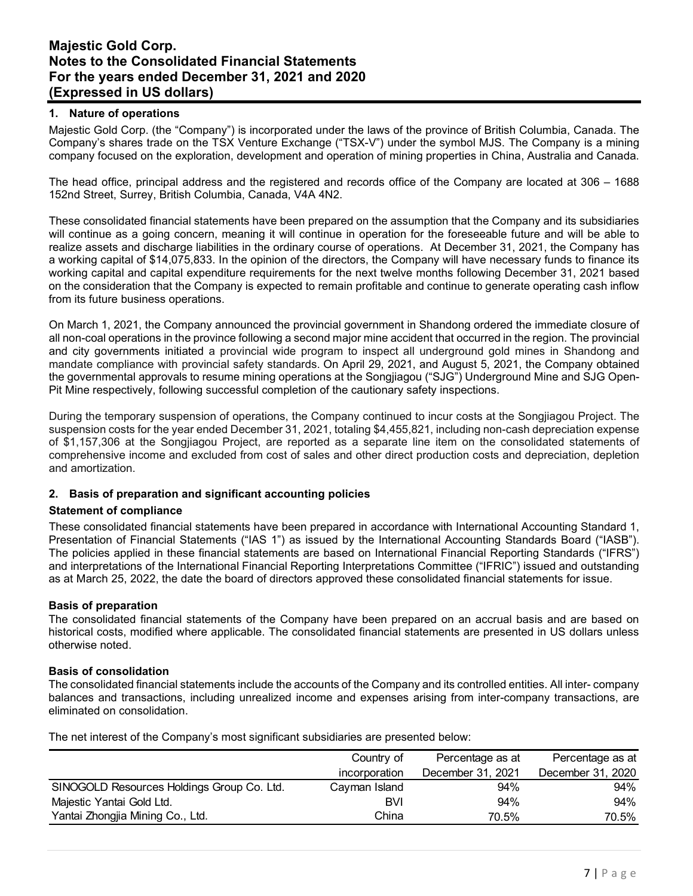## 1. Nature of operations

Majestic Gold Corp. (the "Company") is incorporated under the laws of the province of British Columbia, Canada. The Company's shares trade on the TSX Venture Exchange ("TSX-V") under the symbol MJS. The Company is a mining company focused on the exploration, development and operation of mining properties in China, Australia and Canada.

The head office, principal address and the registered and records office of the Company are located at 306 – 1688 152nd Street, Surrey, British Columbia, Canada, V4A 4N2.

These consolidated financial statements have been prepared on the assumption that the Company and its subsidiaries will continue as a going concern, meaning it will continue in operation for the foreseeable future and will be able to realize assets and discharge liabilities in the ordinary course of operations. At December 31, 2021, the Company has a working capital of $14,075,833. In the opinion of the directors, the Company will have necessary funds to finance its working capital and capital expenditure requirements for the next twelve months following December 31, 2021 based on the consideration that the Company is expected to remain profitable and continue to generate operating cash inflow from its future business operations.

On March 1, 2021, the Company announced the provincial government in Shandong ordered the immediate closure of all non-coal operations in the province following a second major mine accident that occurred in the region. The provincial and city governments initiated a provincial wide program to inspect all underground gold mines in Shandong and mandate compliance with provincial safety standards. On April 29, 2021, and August 5, 2021, the Company obtained the governmental approvals to resume mining operations at the Songjiagou ("SJG") Underground Mine and SJG Open-Pit Mine respectively, following successful completion of the cautionary safety inspections.

During the temporary suspension of operations, the Company continued to incur costs at the Songjiagou Project. The suspension costs for the year ended December 31, 2021, totaling $4,455,821, including non-cash depreciation expense of $1,157,306 at the Songjiagou Project, are reported as a separate line item on the consolidated statements of comprehensive income and excluded from cost of sales and other direct production costs and depreciation, depletion and amortization.

## 2. Basis of preparation and significant accounting policies

### Statement of compliance

These consolidated financial statements have been prepared in accordance with International Accounting Standard 1, Presentation of Financial Statements ("IAS 1") as issued by the International Accounting Standards Board ("IASB"). The policies applied in these financial statements are based on International Financial Reporting Standards ("IFRS") and interpretations of the International Financial Reporting Interpretations Committee ("IFRIC") issued and outstanding as at March 25, 2022, the date the board of directors approved these consolidated financial statements for issue.

### Basis of preparation

The consolidated financial statements of the Company have been prepared on an accrual basis and are based on historical costs, modified where applicable. The consolidated financial statements are presented in US dollars unless otherwise noted.

### Basis of consolidation

The consolidated financial statements include the accounts of the Company and its controlled entities. All inter- company balances and transactions, including unrealized income and expenses arising from inter-company transactions, are eliminated on consolidation.

The net interest of the Company's most significant subsidiaries are presented below:

| | Country of incorporation | Percentage as at December 31, 2021 | Percentage as at December 31, 2020 |
|---|---|---|---|
| SINOGOLD Resources Holdings Group Co. Ltd. | Cayman Island | 94% | 94% |
| Majestic Yantai Gold Ltd. | BVI | 94% | 94% |
| Yantai Zhongjia Mining Co., Ltd. | China | 70.5% | 70.5% |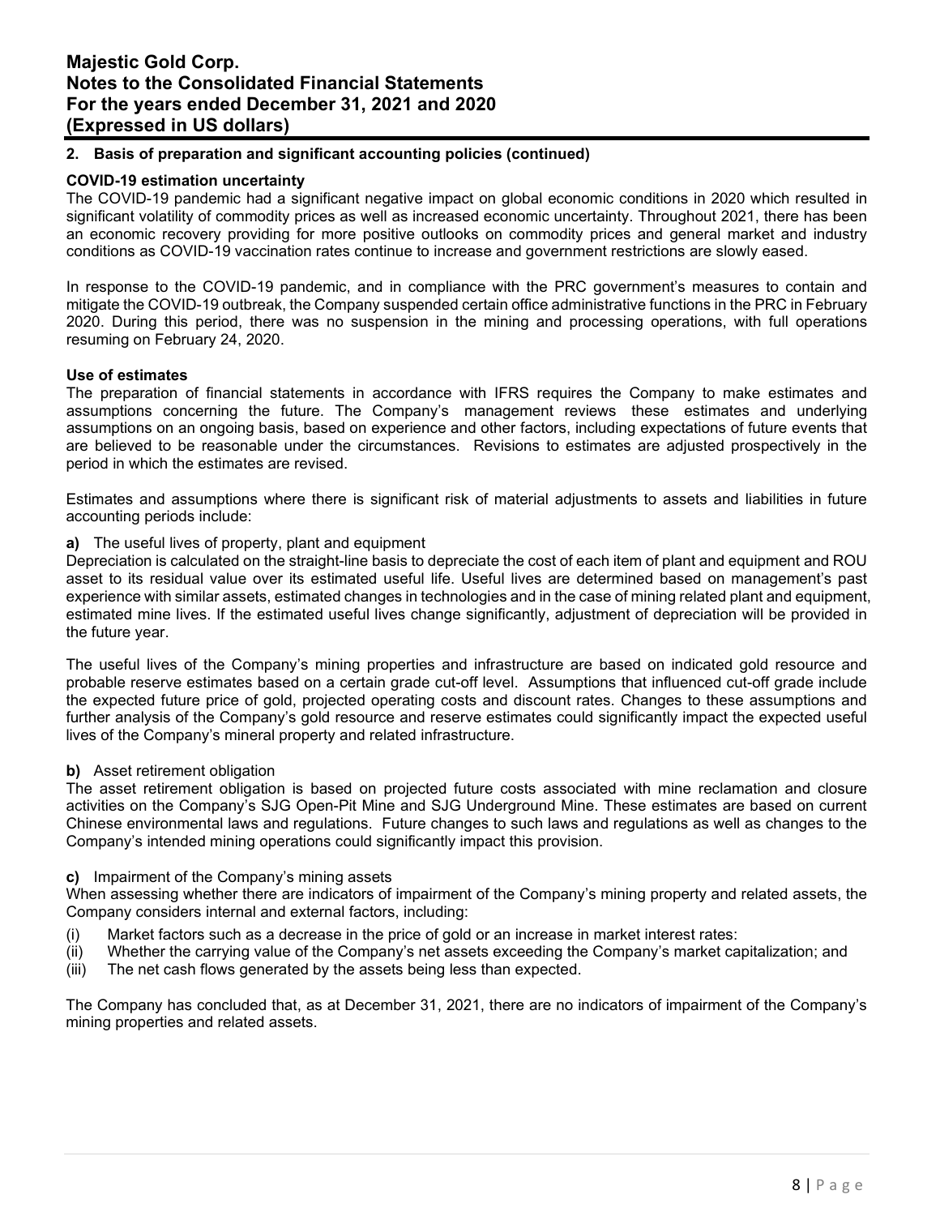## 2. Basis of preparation and significant accounting policies (continued)

**COVID-19 estimation uncertainty**

The COVID-19 pandemic had a significant negative impact on global economic conditions in 2020 which resulted in significant volatility of commodity prices as well as increased economic uncertainty. Throughout 2021, there has been an economic recovery providing for more positive outlooks on commodity prices and general market and industry conditions as COVID-19 vaccination rates continue to increase and government restrictions are slowly eased.

In response to the COVID-19 pandemic, and in compliance with the PRC government's measures to contain and mitigate the COVID-19 outbreak, the Company suspended certain office administrative functions in the PRC in February 2020. During this period, there was no suspension in the mining and processing operations, with full operations resuming on February 24, 2020.

**Use of estimates**

The preparation of financial statements in accordance with IFRS requires the Company to make estimates and assumptions concerning the future. The Company's management reviews these estimates and underlying assumptions on an ongoing basis, based on experience and other factors, including expectations of future events that are believed to be reasonable under the circumstances. Revisions to estimates are adjusted prospectively in the period in which the estimates are revised.

Estimates and assumptions where there is significant risk of material adjustments to assets and liabilities in future accounting periods include:

**a)** The useful lives of property, plant and equipment

Depreciation is calculated on the straight-line basis to depreciate the cost of each item of plant and equipment and ROU asset to its residual value over its estimated useful life. Useful lives are determined based on management's past experience with similar assets, estimated changes in technologies and in the case of mining related plant and equipment, estimated mine lives. If the estimated useful lives change significantly, adjustment of depreciation will be provided in the future year.

The useful lives of the Company's mining properties and infrastructure are based on indicated gold resource and probable reserve estimates based on a certain grade cut-off level. Assumptions that influenced cut-off grade include the expected future price of gold, projected operating costs and discount rates. Changes to these assumptions and further analysis of the Company's gold resource and reserve estimates could significantly impact the expected useful lives of the Company's mineral property and related infrastructure.

**b)** Asset retirement obligation

The asset retirement obligation is based on projected future costs associated with mine reclamation and closure activities on the Company's SJG Open-Pit Mine and SJG Underground Mine. These estimates are based on current Chinese environmental laws and regulations. Future changes to such laws and regulations as well as changes to the Company's intended mining operations could significantly impact this provision.

**c)** Impairment of the Company's mining assets

When assessing whether there are indicators of impairment of the Company's mining property and related assets, the Company considers internal and external factors, including:

(i) Market factors such as a decrease in the price of gold or an increase in market interest rates:
(ii) Whether the carrying value of the Company's net assets exceeding the Company's market capitalization; and
(iii) The net cash flows generated by the assets being less than expected.

The Company has concluded that, as at December 31, 2021, there are no indicators of impairment of the Company's mining properties and related assets.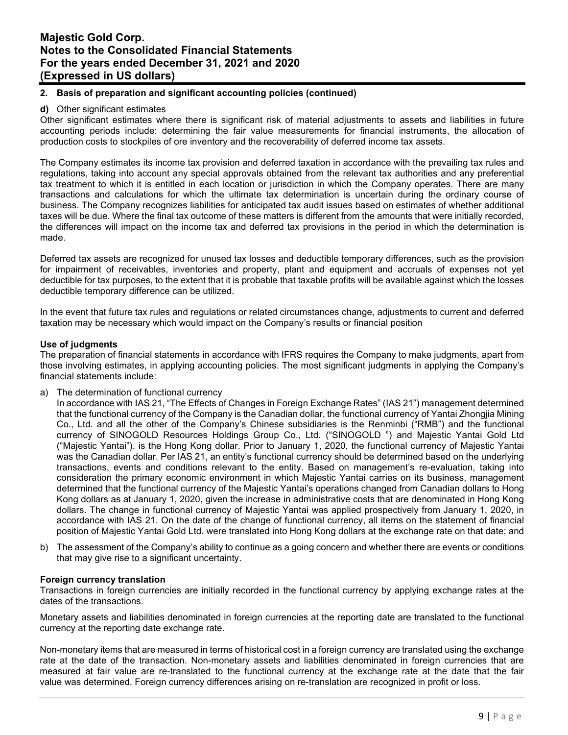## 2. Basis of preparation and significant accounting policies (continued)

**d)** Other significant estimates

Other significant estimates where there is significant risk of material adjustments to assets and liabilities in future accounting periods include: determining the fair value measurements for financial instruments, the allocation of production costs to stockpiles of ore inventory and the recoverability of deferred income tax assets.

The Company estimates its income tax provision and deferred taxation in accordance with the prevailing tax rules and regulations, taking into account any special approvals obtained from the relevant tax authorities and any preferential tax treatment to which it is entitled in each location or jurisdiction in which the Company operates. There are many transactions and calculations for which the ultimate tax determination is uncertain during the ordinary course of business. The Company recognizes liabilities for anticipated tax audit issues based on estimates of whether additional taxes will be due. Where the final tax outcome of these matters is different from the amounts that were initially recorded, the differences will impact on the income tax and deferred tax provisions in the period in which the determination is made.

Deferred tax assets are recognized for unused tax losses and deductible temporary differences, such as the provision for impairment of receivables, inventories and property, plant and equipment and accruals of expenses not yet deductible for tax purposes, to the extent that it is probable that taxable profits will be available against which the losses deductible temporary difference can be utilized.

In the event that future tax rules and regulations or related circumstances change, adjustments to current and deferred taxation may be necessary which would impact on the Company's results or financial position

**Use of judgments**

The preparation of financial statements in accordance with IFRS requires the Company to make judgments, apart from those involving estimates, in applying accounting policies. The most significant judgments in applying the Company's financial statements include:

a) The determination of functional currency

   In accordance with IAS 21, "The Effects of Changes in Foreign Exchange Rates" (IAS 21") management determined that the functional currency of the Company is the Canadian dollar, the functional currency of Yantai Zhongjia Mining Co., Ltd. and all the other of the Company's Chinese subsidiaries is the Renminbi ("RMB") and the functional currency of SINOGOLD Resources Holdings Group Co., Ltd. ("SINOGOLD ") and Majestic Yantai Gold Ltd ("Majestic Yantai"). is the Hong Kong dollar. Prior to January 1, 2020, the functional currency of Majestic Yantai was the Canadian dollar. Per IAS 21, an entity's functional currency should be determined based on the underlying transactions, events and conditions relevant to the entity. Based on management's re-evaluation, taking into consideration the primary economic environment in which Majestic Yantai carries on its business, management determined that the functional currency of the Majestic Yantai's operations changed from Canadian dollars to Hong Kong dollars as at January 1, 2020, given the increase in administrative costs that are denominated in Hong Kong dollars. The change in functional currency of Majestic Yantai was applied prospectively from January 1, 2020, in accordance with IAS 21. On the date of the change of functional currency, all items on the statement of financial position of Majestic Yantai Gold Ltd. were translated into Hong Kong dollars at the exchange rate on that date; and

b) The assessment of the Company's ability to continue as a going concern and whether there are events or conditions that may give rise to a significant uncertainty.

**Foreign currency translation**

Transactions in foreign currencies are initially recorded in the functional currency by applying exchange rates at the dates of the transactions.

Monetary assets and liabilities denominated in foreign currencies at the reporting date are translated to the functional currency at the reporting date exchange rate.

Non-monetary items that are measured in terms of historical cost in a foreign currency are translated using the exchange rate at the date of the transaction. Non-monetary assets and liabilities denominated in foreign currencies that are measured at fair value are re-translated to the functional currency at the exchange rate at the date that the fair value was determined. Foreign currency differences arising on re-translation are recognized in profit or loss.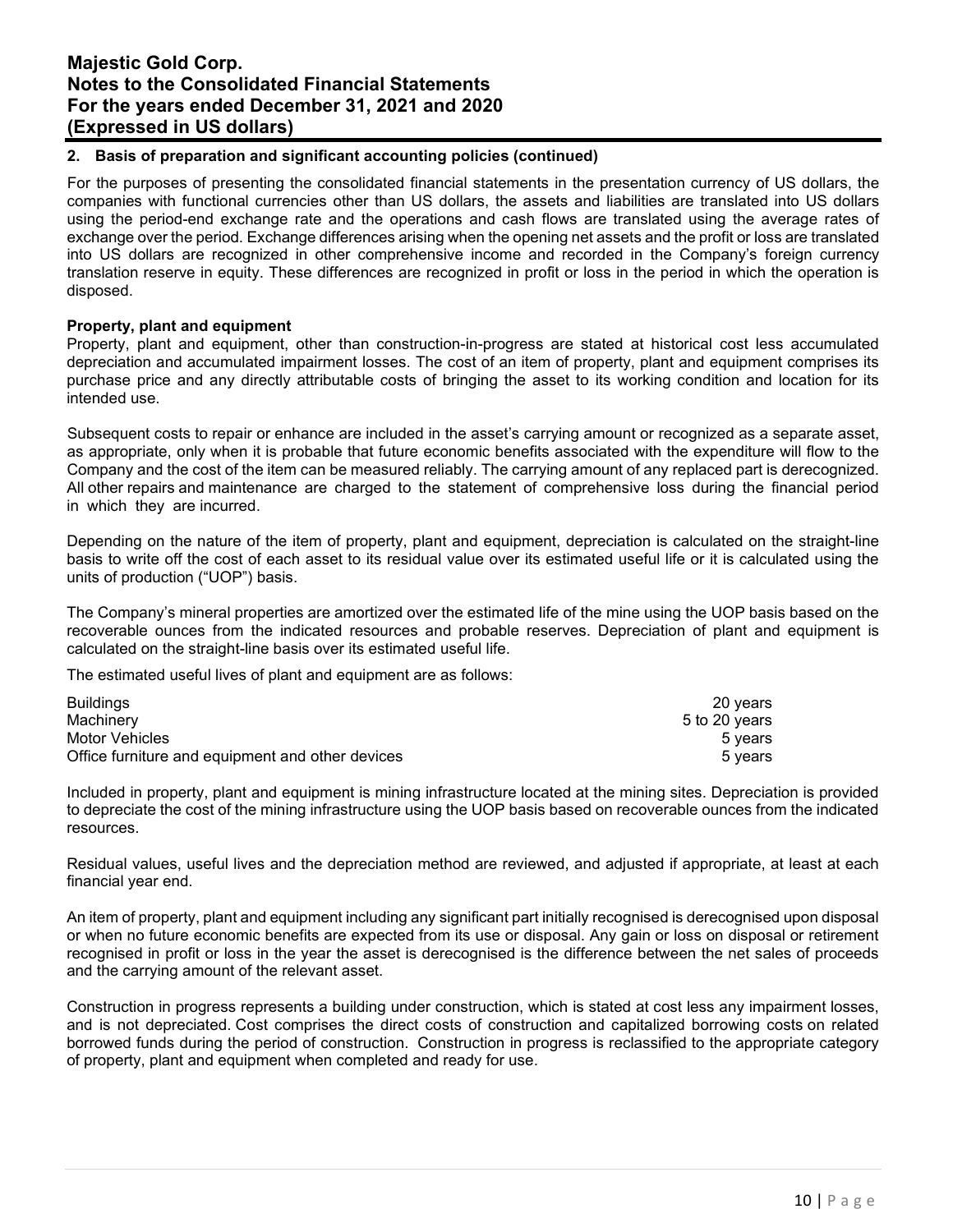## 2. Basis of preparation and significant accounting policies (continued)

For the purposes of presenting the consolidated financial statements in the presentation currency of US dollars, the companies with functional currencies other than US dollars, the assets and liabilities are translated into US dollars using the period-end exchange rate and the operations and cash flows are translated using the average rates of exchange over the period. Exchange differences arising when the opening net assets and the profit or loss are translated into US dollars are recognized in other comprehensive income and recorded in the Company's foreign currency translation reserve in equity. These differences are recognized in profit or loss in the period in which the operation is disposed.

**Property, plant and equipment**

Property, plant and equipment, other than construction-in-progress are stated at historical cost less accumulated depreciation and accumulated impairment losses. The cost of an item of property, plant and equipment comprises its purchase price and any directly attributable costs of bringing the asset to its working condition and location for its intended use.

Subsequent costs to repair or enhance are included in the asset's carrying amount or recognized as a separate asset, as appropriate, only when it is probable that future economic benefits associated with the expenditure will flow to the Company and the cost of the item can be measured reliably. The carrying amount of any replaced part is derecognized. All other repairs and maintenance are charged to the statement of comprehensive loss during the financial period in which they are incurred.

Depending on the nature of the item of property, plant and equipment, depreciation is calculated on the straight-line basis to write off the cost of each asset to its residual value over its estimated useful life or it is calculated using the units of production ("UOP") basis.

The Company's mineral properties are amortized over the estimated life of the mine using the UOP basis based on the recoverable ounces from the indicated resources and probable reserves. Depreciation of plant and equipment is calculated on the straight-line basis over its estimated useful life.

The estimated useful lives of plant and equipment are as follows:

| | |
|---|---|
| Buildings | 20 years |
| Machinery | 5 to 20 years |
| Motor Vehicles | 5 years |
| Office furniture and equipment and other devices | 5 years |

Included in property, plant and equipment is mining infrastructure located at the mining sites. Depreciation is provided to depreciate the cost of the mining infrastructure using the UOP basis based on recoverable ounces from the indicated resources.

Residual values, useful lives and the depreciation method are reviewed, and adjusted if appropriate, at least at each financial year end.

An item of property, plant and equipment including any significant part initially recognised is derecognised upon disposal or when no future economic benefits are expected from its use or disposal. Any gain or loss on disposal or retirement recognised in profit or loss in the year the asset is derecognised is the difference between the net sales of proceeds and the carrying amount of the relevant asset.

Construction in progress represents a building under construction, which is stated at cost less any impairment losses, and is not depreciated. Cost comprises the direct costs of construction and capitalized borrowing costs on related borrowed funds during the period of construction. Construction in progress is reclassified to the appropriate category of property, plant and equipment when completed and ready for use.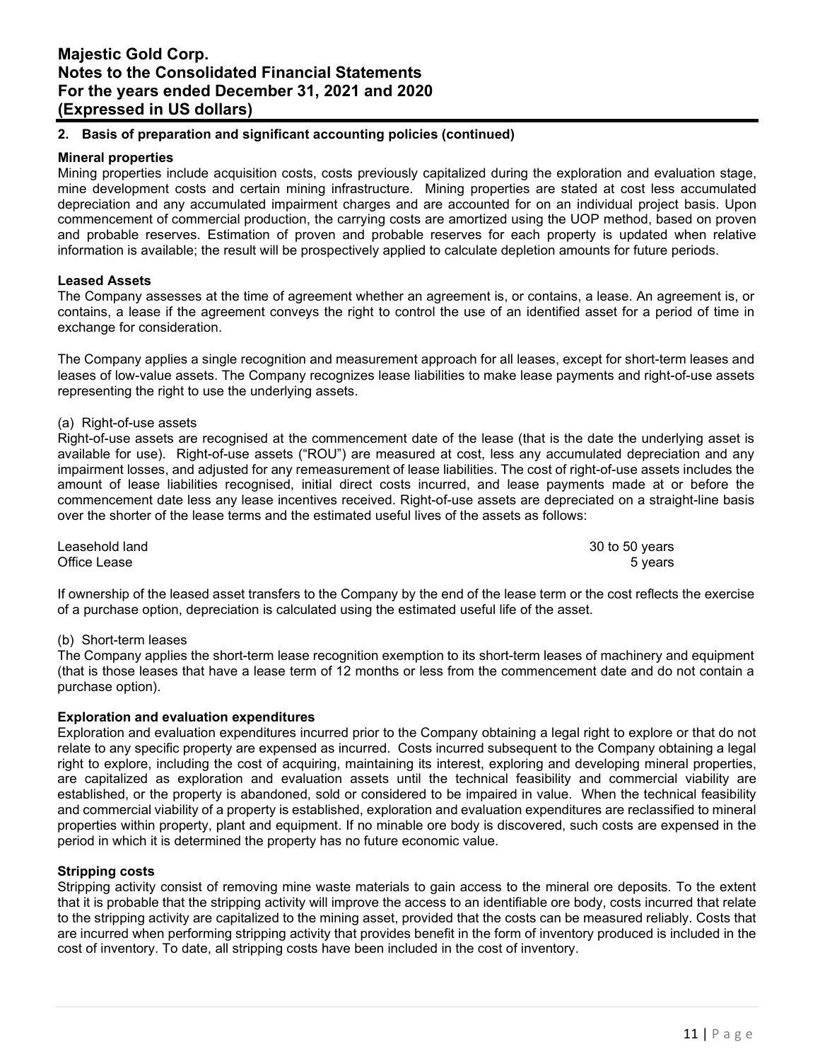## 2. Basis of preparation and significant accounting policies (continued)

### Mineral properties

Mining properties include acquisition costs, costs previously capitalized during the exploration and evaluation stage, mine development costs and certain mining infrastructure. Mining properties are stated at cost less accumulated depreciation and any accumulated impairment charges and are accounted for on an individual project basis. Upon commencement of commercial production, the carrying costs are amortized using the UOP method, based on proven and probable reserves. Estimation of proven and probable reserves for each property is updated when relative information is available; the result will be prospectively applied to calculate depletion amounts for future periods.

### Leased Assets

The Company assesses at the time of agreement whether an agreement is, or contains, a lease. An agreement is, or contains, a lease if the agreement conveys the right to control the use of an identified asset for a period of time in exchange for consideration.

The Company applies a single recognition and measurement approach for all leases, except for short-term leases and leases of low-value assets. The Company recognizes lease liabilities to make lease payments and right-of-use assets representing the right to use the underlying assets.

(a) Right-of-use assets

Right-of-use assets are recognised at the commencement date of the lease (that is the date the underlying asset is available for use). Right-of-use assets ("ROU") are measured at cost, less any accumulated depreciation and any impairment losses, and adjusted for any remeasurement of lease liabilities. The cost of right-of-use assets includes the amount of lease liabilities recognised, initial direct costs incurred, and lease payments made at or before the commencement date less any lease incentives received. Right-of-use assets are depreciated on a straight-line basis over the shorter of the lease terms and the estimated useful lives of the assets as follows:

| | |
|---|---|
| Leasehold land | 30 to 50 years |
| Office Lease | 5 years |

If ownership of the leased asset transfers to the Company by the end of the lease term or the cost reflects the exercise of a purchase option, depreciation is calculated using the estimated useful life of the asset.

(b) Short-term leases

The Company applies the short-term lease recognition exemption to its short-term leases of machinery and equipment (that is those leases that have a lease term of 12 months or less from the commencement date and do not contain a purchase option).

### Exploration and evaluation expenditures

Exploration and evaluation expenditures incurred prior to the Company obtaining a legal right to explore or that do not relate to any specific property are expensed as incurred. Costs incurred subsequent to the Company obtaining a legal right to explore, including the cost of acquiring, maintaining its interest, exploring and developing mineral properties, are capitalized as exploration and evaluation assets until the technical feasibility and commercial viability are established, or the property is abandoned, sold or considered to be impaired in value. When the technical feasibility and commercial viability of a property is established, exploration and evaluation expenditures are reclassified to mineral properties within property, plant and equipment. If no minable ore body is discovered, such costs are expensed in the period in which it is determined the property has no future economic value.

### Stripping costs

Stripping activity consist of removing mine waste materials to gain access to the mineral ore deposits. To the extent that it is probable that the stripping activity will improve the access to an identifiable ore body, costs incurred that relate to the stripping activity are capitalized to the mining asset, provided that the costs can be measured reliably. Costs that are incurred when performing stripping activity that provides benefit in the form of inventory produced is included in the cost of inventory. To date, all stripping costs have been included in the cost of inventory.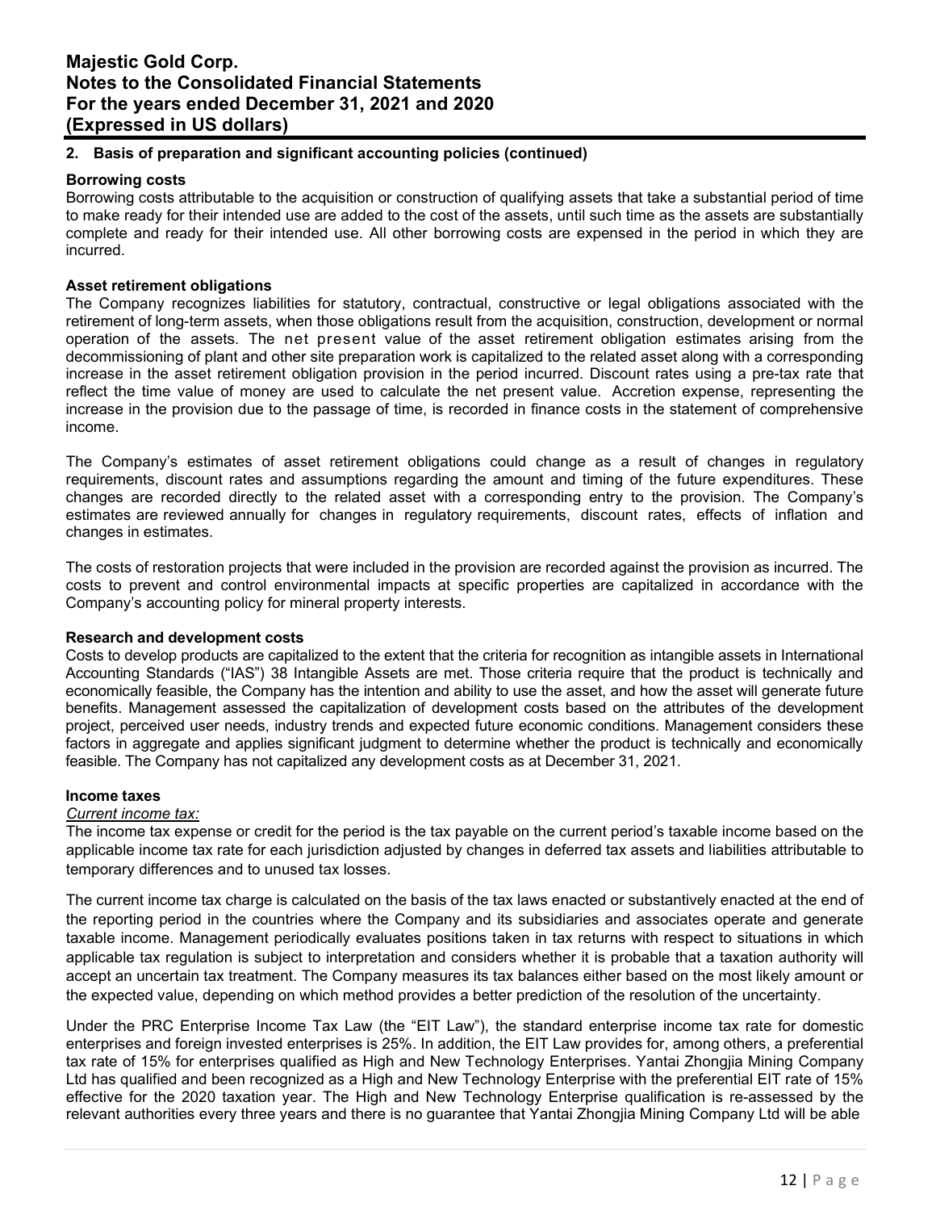## 2. Basis of preparation and significant accounting policies (continued)

### Borrowing costs

Borrowing costs attributable to the acquisition or construction of qualifying assets that take a substantial period of time to make ready for their intended use are added to the cost of the assets, until such time as the assets are substantially complete and ready for their intended use. All other borrowing costs are expensed in the period in which they are incurred.

### Asset retirement obligations

The Company recognizes liabilities for statutory, contractual, constructive or legal obligations associated with the retirement of long-term assets, when those obligations result from the acquisition, construction, development or normal operation of the assets. The net present value of the asset retirement obligation estimates arising from the decommissioning of plant and other site preparation work is capitalized to the related asset along with a corresponding increase in the asset retirement obligation provision in the period incurred. Discount rates using a pre-tax rate that reflect the time value of money are used to calculate the net present value. Accretion expense, representing the increase in the provision due to the passage of time, is recorded in finance costs in the statement of comprehensive income.

The Company's estimates of asset retirement obligations could change as a result of changes in regulatory requirements, discount rates and assumptions regarding the amount and timing of the future expenditures. These changes are recorded directly to the related asset with a corresponding entry to the provision. The Company's estimates are reviewed annually for changes in regulatory requirements, discount rates, effects of inflation and changes in estimates.

The costs of restoration projects that were included in the provision are recorded against the provision as incurred. The costs to prevent and control environmental impacts at specific properties are capitalized in accordance with the Company's accounting policy for mineral property interests.

### Research and development costs

Costs to develop products are capitalized to the extent that the criteria for recognition as intangible assets in International Accounting Standards ("IAS") 38 Intangible Assets are met. Those criteria require that the product is technically and economically feasible, the Company has the intention and ability to use the asset, and how the asset will generate future benefits. Management assessed the capitalization of development costs based on the attributes of the development project, perceived user needs, industry trends and expected future economic conditions. Management considers these factors in aggregate and applies significant judgment to determine whether the product is technically and economically feasible. The Company has not capitalized any development costs as at December 31, 2021.

### Income taxes

*Current income tax:*

The income tax expense or credit for the period is the tax payable on the current period's taxable income based on the applicable income tax rate for each jurisdiction adjusted by changes in deferred tax assets and liabilities attributable to temporary differences and to unused tax losses.

The current income tax charge is calculated on the basis of the tax laws enacted or substantively enacted at the end of the reporting period in the countries where the Company and its subsidiaries and associates operate and generate taxable income. Management periodically evaluates positions taken in tax returns with respect to situations in which applicable tax regulation is subject to interpretation and considers whether it is probable that a taxation authority will accept an uncertain tax treatment. The Company measures its tax balances either based on the most likely amount or the expected value, depending on which method provides a better prediction of the resolution of the uncertainty.

Under the PRC Enterprise Income Tax Law (the "EIT Law"), the standard enterprise income tax rate for domestic enterprises and foreign invested enterprises is 25%. In addition, the EIT Law provides for, among others, a preferential tax rate of 15% for enterprises qualified as High and New Technology Enterprises. Yantai Zhongjia Mining Company Ltd has qualified and been recognized as a High and New Technology Enterprise with the preferential EIT rate of 15% effective for the 2020 taxation year. The High and New Technology Enterprise qualification is re-assessed by the relevant authorities every three years and there is no guarantee that Yantai Zhongjia Mining Company Ltd will be able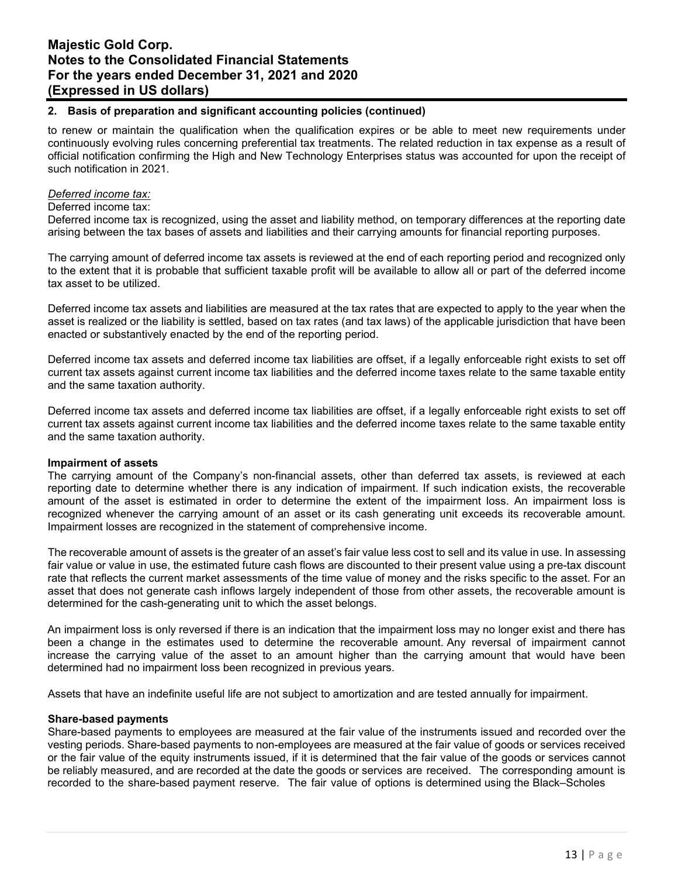## 2. Basis of preparation and significant accounting policies (continued)

to renew or maintain the qualification when the qualification expires or be able to meet new requirements under continuously evolving rules concerning preferential tax treatments. The related reduction in tax expense as a result of official notification confirming the High and New Technology Enterprises status was accounted for upon the receipt of such notification in 2021.

*Deferred income tax:*

Deferred income tax:

Deferred income tax is recognized, using the asset and liability method, on temporary differences at the reporting date arising between the tax bases of assets and liabilities and their carrying amounts for financial reporting purposes.

The carrying amount of deferred income tax assets is reviewed at the end of each reporting period and recognized only to the extent that it is probable that sufficient taxable profit will be available to allow all or part of the deferred income tax asset to be utilized.

Deferred income tax assets and liabilities are measured at the tax rates that are expected to apply to the year when the asset is realized or the liability is settled, based on tax rates (and tax laws) of the applicable jurisdiction that have been enacted or substantively enacted by the end of the reporting period.

Deferred income tax assets and deferred income tax liabilities are offset, if a legally enforceable right exists to set off current tax assets against current income tax liabilities and the deferred income taxes relate to the same taxable entity and the same taxation authority.

Deferred income tax assets and deferred income tax liabilities are offset, if a legally enforceable right exists to set off current tax assets against current income tax liabilities and the deferred income taxes relate to the same taxable entity and the same taxation authority.

**Impairment of assets**

The carrying amount of the Company's non-financial assets, other than deferred tax assets, is reviewed at each reporting date to determine whether there is any indication of impairment. If such indication exists, the recoverable amount of the asset is estimated in order to determine the extent of the impairment loss. An impairment loss is recognized whenever the carrying amount of an asset or its cash generating unit exceeds its recoverable amount. Impairment losses are recognized in the statement of comprehensive income.

The recoverable amount of assets is the greater of an asset's fair value less cost to sell and its value in use. In assessing fair value or value in use, the estimated future cash flows are discounted to their present value using a pre-tax discount rate that reflects the current market assessments of the time value of money and the risks specific to the asset. For an asset that does not generate cash inflows largely independent of those from other assets, the recoverable amount is determined for the cash-generating unit to which the asset belongs.

An impairment loss is only reversed if there is an indication that the impairment loss may no longer exist and there has been a change in the estimates used to determine the recoverable amount. Any reversal of impairment cannot increase the carrying value of the asset to an amount higher than the carrying amount that would have been determined had no impairment loss been recognized in previous years.

Assets that have an indefinite useful life are not subject to amortization and are tested annually for impairment.

**Share-based payments**

Share-based payments to employees are measured at the fair value of the instruments issued and recorded over the vesting periods. Share-based payments to non-employees are measured at the fair value of goods or services received or the fair value of the equity instruments issued, if it is determined that the fair value of the goods or services cannot be reliably measured, and are recorded at the date the goods or services are received. The corresponding amount is recorded to the share-based payment reserve. The fair value of options is determined using the Black–Scholes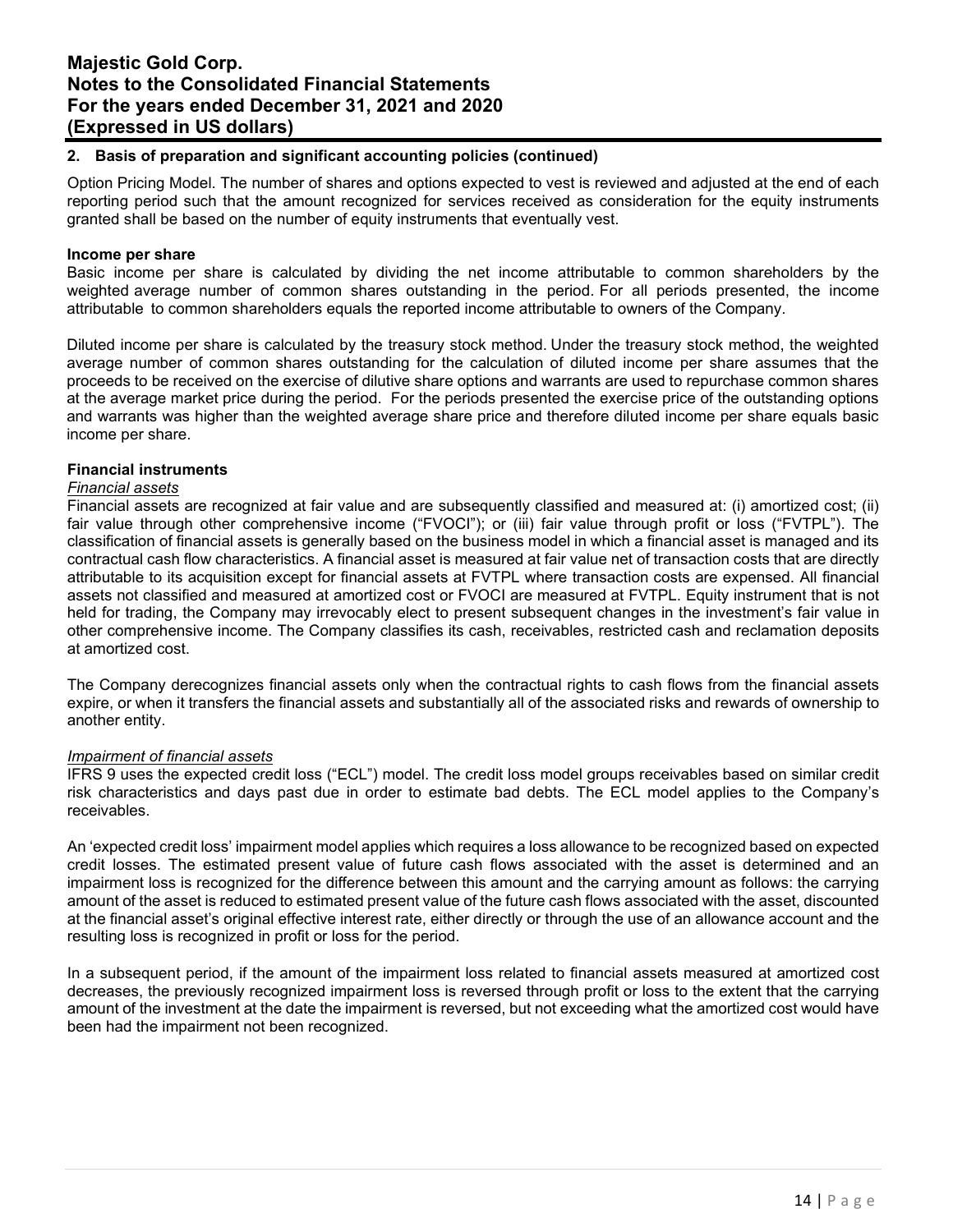## 2. Basis of preparation and significant accounting policies (continued)

Option Pricing Model. The number of shares and options expected to vest is reviewed and adjusted at the end of each reporting period such that the amount recognized for services received as consideration for the equity instruments granted shall be based on the number of equity instruments that eventually vest.

**Income per share**

Basic income per share is calculated by dividing the net income attributable to common shareholders by the weighted average number of common shares outstanding in the period. For all periods presented, the income attributable to common shareholders equals the reported income attributable to owners of the Company.

Diluted income per share is calculated by the treasury stock method. Under the treasury stock method, the weighted average number of common shares outstanding for the calculation of diluted income per share assumes that the proceeds to be received on the exercise of dilutive share options and warrants are used to repurchase common shares at the average market price during the period. For the periods presented the exercise price of the outstanding options and warrants was higher than the weighted average share price and therefore diluted income per share equals basic income per share.

**Financial instruments**

*Financial assets*

Financial assets are recognized at fair value and are subsequently classified and measured at: (i) amortized cost; (ii) fair value through other comprehensive income ("FVOCI"); or (iii) fair value through profit or loss ("FVTPL"). The classification of financial assets is generally based on the business model in which a financial asset is managed and its contractual cash flow characteristics. A financial asset is measured at fair value net of transaction costs that are directly attributable to its acquisition except for financial assets at FVTPL where transaction costs are expensed. All financial assets not classified and measured at amortized cost or FVOCI are measured at FVTPL. Equity instrument that is not held for trading, the Company may irrevocably elect to present subsequent changes in the investment's fair value in other comprehensive income. The Company classifies its cash, receivables, restricted cash and reclamation deposits at amortized cost.

The Company derecognizes financial assets only when the contractual rights to cash flows from the financial assets expire, or when it transfers the financial assets and substantially all of the associated risks and rewards of ownership to another entity.

*Impairment of financial assets*

IFRS 9 uses the expected credit loss ("ECL") model. The credit loss model groups receivables based on similar credit risk characteristics and days past due in order to estimate bad debts. The ECL model applies to the Company's receivables.

An 'expected credit loss' impairment model applies which requires a loss allowance to be recognized based on expected credit losses. The estimated present value of future cash flows associated with the asset is determined and an impairment loss is recognized for the difference between this amount and the carrying amount as follows: the carrying amount of the asset is reduced to estimated present value of the future cash flows associated with the asset, discounted at the financial asset's original effective interest rate, either directly or through the use of an allowance account and the resulting loss is recognized in profit or loss for the period.

In a subsequent period, if the amount of the impairment loss related to financial assets measured at amortized cost decreases, the previously recognized impairment loss is reversed through profit or loss to the extent that the carrying amount of the investment at the date the impairment is reversed, but not exceeding what the amortized cost would have been had the impairment not been recognized.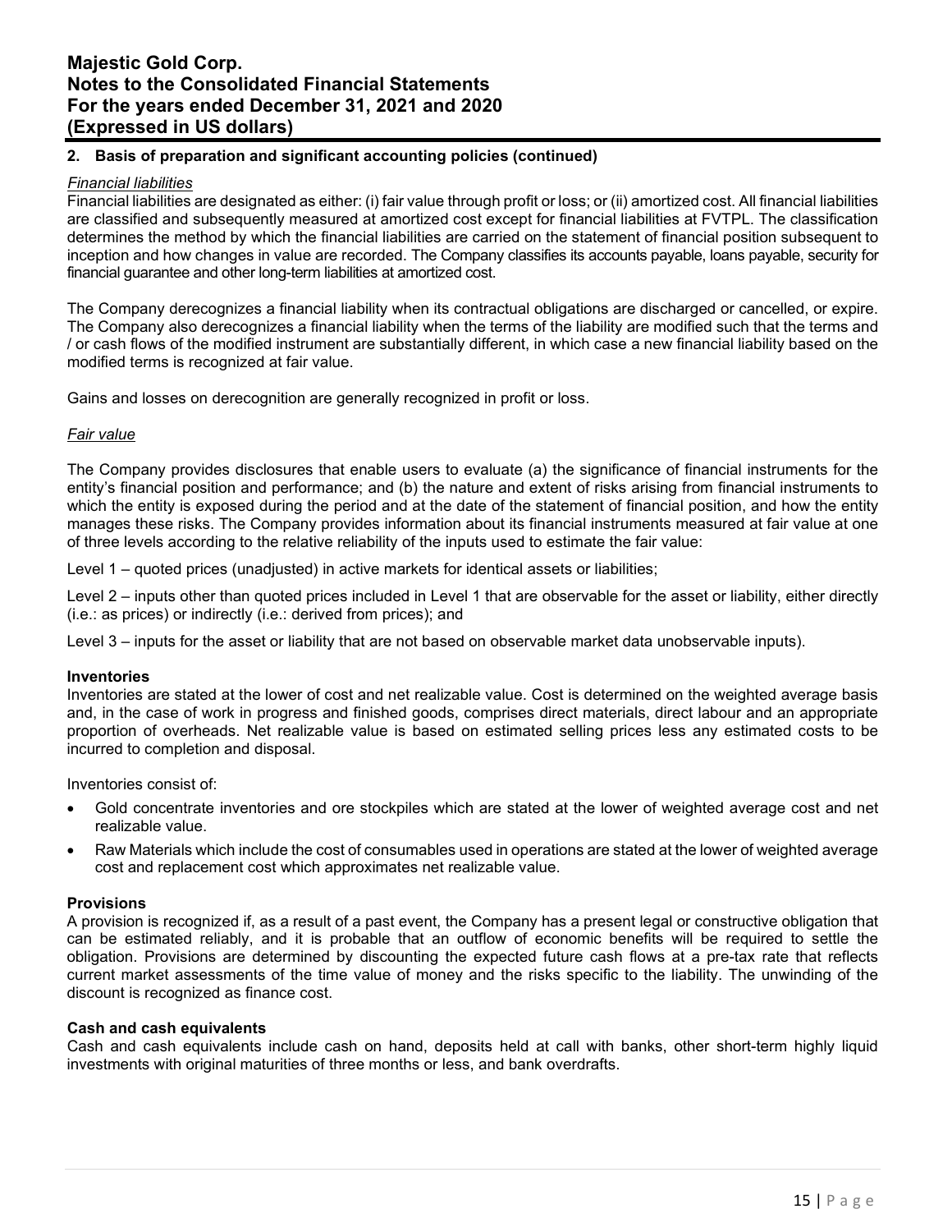## 2. Basis of preparation and significant accounting policies (continued)

*Financial liabilities*

Financial liabilities are designated as either: (i) fair value through profit or loss; or (ii) amortized cost. All financial liabilities are classified and subsequently measured at amortized cost except for financial liabilities at FVTPL. The classification determines the method by which the financial liabilities are carried on the statement of financial position subsequent to inception and how changes in value are recorded. The Company classifies its accounts payable, loans payable, security for financial guarantee and other long-term liabilities at amortized cost.

The Company derecognizes a financial liability when its contractual obligations are discharged or cancelled, or expire. The Company also derecognizes a financial liability when the terms of the liability are modified such that the terms and / or cash flows of the modified instrument are substantially different, in which case a new financial liability based on the modified terms is recognized at fair value.

Gains and losses on derecognition are generally recognized in profit or loss.

*Fair value*

The Company provides disclosures that enable users to evaluate (a) the significance of financial instruments for the entity's financial position and performance; and (b) the nature and extent of risks arising from financial instruments to which the entity is exposed during the period and at the date of the statement of financial position, and how the entity manages these risks. The Company provides information about its financial instruments measured at fair value at one of three levels according to the relative reliability of the inputs used to estimate the fair value:

Level 1 – quoted prices (unadjusted) in active markets for identical assets or liabilities;

Level 2 – inputs other than quoted prices included in Level 1 that are observable for the asset or liability, either directly (i.e.: as prices) or indirectly (i.e.: derived from prices); and

Level 3 – inputs for the asset or liability that are not based on observable market data unobservable inputs).

**Inventories**

Inventories are stated at the lower of cost and net realizable value. Cost is determined on the weighted average basis and, in the case of work in progress and finished goods, comprises direct materials, direct labour and an appropriate proportion of overheads. Net realizable value is based on estimated selling prices less any estimated costs to be incurred to completion and disposal.

Inventories consist of:

- Gold concentrate inventories and ore stockpiles which are stated at the lower of weighted average cost and net realizable value.
- Raw Materials which include the cost of consumables used in operations are stated at the lower of weighted average cost and replacement cost which approximates net realizable value.

**Provisions**

A provision is recognized if, as a result of a past event, the Company has a present legal or constructive obligation that can be estimated reliably, and it is probable that an outflow of economic benefits will be required to settle the obligation. Provisions are determined by discounting the expected future cash flows at a pre-tax rate that reflects current market assessments of the time value of money and the risks specific to the liability. The unwinding of the discount is recognized as finance cost.

**Cash and cash equivalents**

Cash and cash equivalents include cash on hand, deposits held at call with banks, other short-term highly liquid investments with original maturities of three months or less, and bank overdrafts.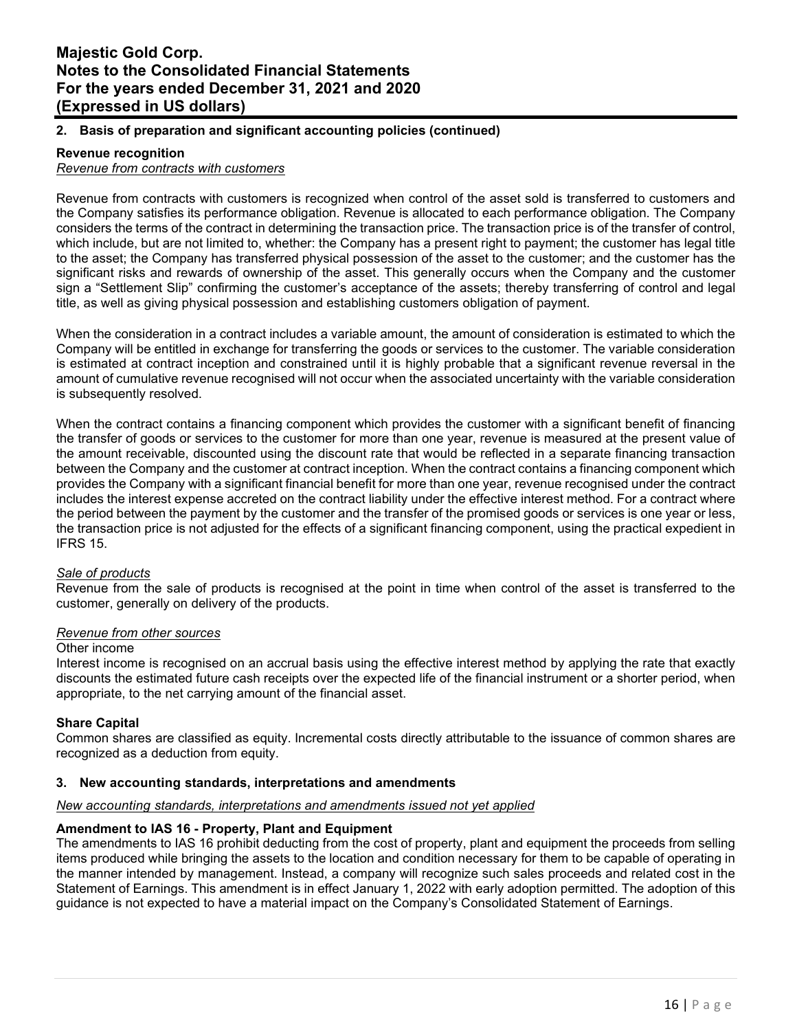## 2. Basis of preparation and significant accounting policies (continued)

**Revenue recognition**

*Revenue from contracts with customers*

Revenue from contracts with customers is recognized when control of the asset sold is transferred to customers and the Company satisfies its performance obligation. Revenue is allocated to each performance obligation. The Company considers the terms of the contract in determining the transaction price. The transaction price is of the transfer of control, which include, but are not limited to, whether: the Company has a present right to payment; the customer has legal title to the asset; the Company has transferred physical possession of the asset to the customer; and the customer has the significant risks and rewards of ownership of the asset. This generally occurs when the Company and the customer sign a "Settlement Slip" confirming the customer's acceptance of the assets; thereby transferring of control and legal title, as well as giving physical possession and establishing customers obligation of payment.

When the consideration in a contract includes a variable amount, the amount of consideration is estimated to which the Company will be entitled in exchange for transferring the goods or services to the customer. The variable consideration is estimated at contract inception and constrained until it is highly probable that a significant revenue reversal in the amount of cumulative revenue recognised will not occur when the associated uncertainty with the variable consideration is subsequently resolved.

When the contract contains a financing component which provides the customer with a significant benefit of financing the transfer of goods or services to the customer for more than one year, revenue is measured at the present value of the amount receivable, discounted using the discount rate that would be reflected in a separate financing transaction between the Company and the customer at contract inception. When the contract contains a financing component which provides the Company with a significant financial benefit for more than one year, revenue recognised under the contract includes the interest expense accreted on the contract liability under the effective interest method. For a contract where the period between the payment by the customer and the transfer of the promised goods or services is one year or less, the transaction price is not adjusted for the effects of a significant financing component, using the practical expedient in IFRS 15.

*Sale of products*

Revenue from the sale of products is recognised at the point in time when control of the asset is transferred to the customer, generally on delivery of the products.

*Revenue from other sources*

Other income

Interest income is recognised on an accrual basis using the effective interest method by applying the rate that exactly discounts the estimated future cash receipts over the expected life of the financial instrument or a shorter period, when appropriate, to the net carrying amount of the financial asset.

**Share Capital**

Common shares are classified as equity. Incremental costs directly attributable to the issuance of common shares are recognized as a deduction from equity.

## 3. New accounting standards, interpretations and amendments

*New accounting standards, interpretations and amendments issued not yet applied*

**Amendment to IAS 16 - Property, Plant and Equipment**

The amendments to IAS 16 prohibit deducting from the cost of property, plant and equipment the proceeds from selling items produced while bringing the assets to the location and condition necessary for them to be capable of operating in the manner intended by management. Instead, a company will recognize such sales proceeds and related cost in the Statement of Earnings. This amendment is in effect January 1, 2022 with early adoption permitted. The adoption of this guidance is not expected to have a material impact on the Company's Consolidated Statement of Earnings.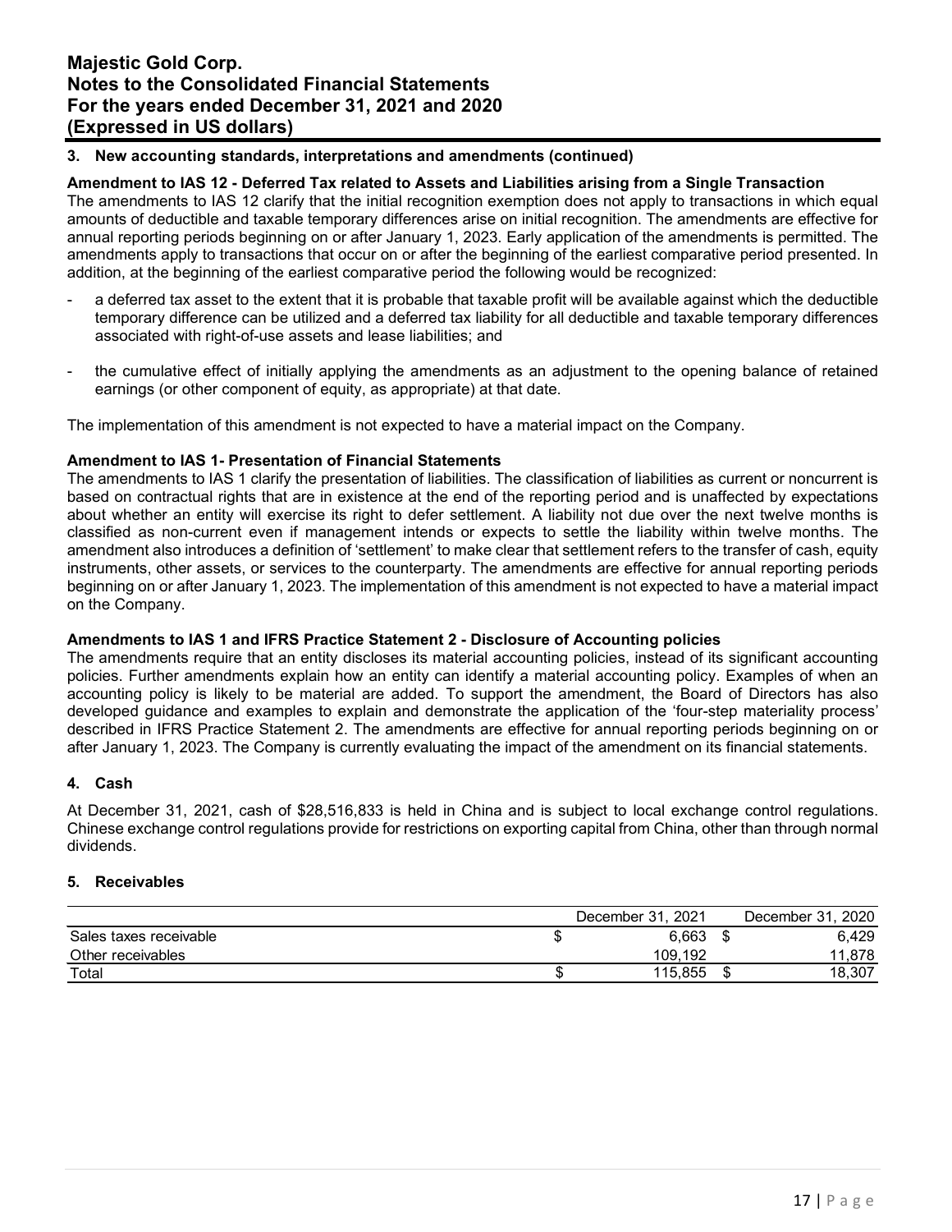### 3. New accounting standards, interpretations and amendments (continued)

**Amendment to IAS 12 - Deferred Tax related to Assets and Liabilities arising from a Single Transaction**

The amendments to IAS 12 clarify that the initial recognition exemption does not apply to transactions in which equal amounts of deductible and taxable temporary differences arise on initial recognition. The amendments are effective for annual reporting periods beginning on or after January 1, 2023. Early application of the amendments is permitted. The amendments apply to transactions that occur on or after the beginning of the earliest comparative period presented. In addition, at the beginning of the earliest comparative period the following would be recognized:

- a deferred tax asset to the extent that it is probable that taxable profit will be available against which the deductible temporary difference can be utilized and a deferred tax liability for all deductible and taxable temporary differences associated with right-of-use assets and lease liabilities; and

- the cumulative effect of initially applying the amendments as an adjustment to the opening balance of retained earnings (or other component of equity, as appropriate) at that date.

The implementation of this amendment is not expected to have a material impact on the Company.

**Amendment to IAS 1- Presentation of Financial Statements**

The amendments to IAS 1 clarify the presentation of liabilities. The classification of liabilities as current or noncurrent is based on contractual rights that are in existence at the end of the reporting period and is unaffected by expectations about whether an entity will exercise its right to defer settlement. A liability not due over the next twelve months is classified as non-current even if management intends or expects to settle the liability within twelve months. The amendment also introduces a definition of 'settlement' to make clear that settlement refers to the transfer of cash, equity instruments, other assets, or services to the counterparty. The amendments are effective for annual reporting periods beginning on or after January 1, 2023. The implementation of this amendment is not expected to have a material impact on the Company.

**Amendments to IAS 1 and IFRS Practice Statement 2 - Disclosure of Accounting policies**

The amendments require that an entity discloses its material accounting policies, instead of its significant accounting policies. Further amendments explain how an entity can identify a material accounting policy. Examples of when an accounting policy is likely to be material are added. To support the amendment, the Board of Directors has also developed guidance and examples to explain and demonstrate the application of the 'four-step materiality process' described in IFRS Practice Statement 2. The amendments are effective for annual reporting periods beginning on or after January 1, 2023. The Company is currently evaluating the impact of the amendment on its financial statements.

### 4. Cash

At December 31, 2021, cash of $28,516,833 is held in China and is subject to local exchange control regulations. Chinese exchange control regulations provide for restrictions on exporting capital from China, other than through normal dividends.

### 5. Receivables

| | December 31, 2021 | December 31, 2020 |
|---|---|---|
| Sales taxes receivable | $ 6,663 | $ 6,429 |
| Other receivables | 109,192 | 11,878 |
| Total | $ 115,855 | $ 18,307 |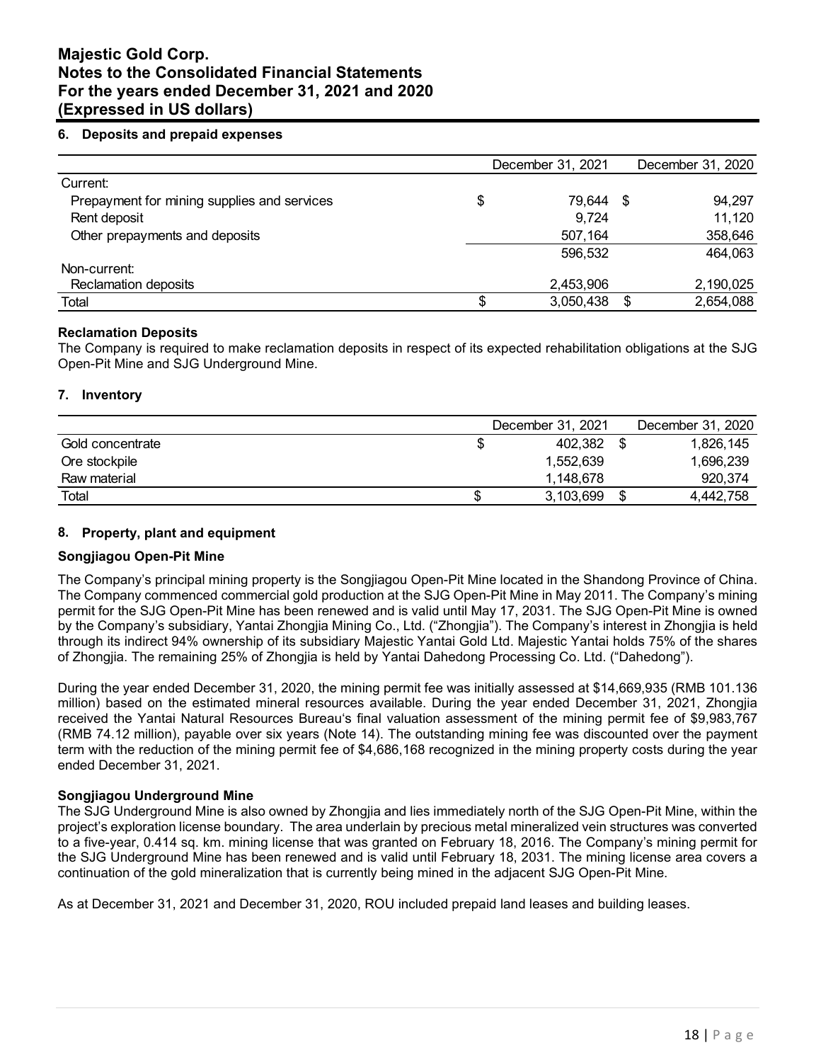## 6. Deposits and prepaid expenses

| | December 31, 2021 | December 31, 2020 |
|---|---|---|
| Current: | | |
| Prepayment for mining supplies and services | $ 79,644 | $ 94,297 |
| Rent deposit | 9,724 | 11,120 |
| Other prepayments and deposits | 507,164 | 358,646 |
| | 596,532 | 464,063 |
| Non-current: | | |
| Reclamation deposits | 2,453,906 | 2,190,025 |
| Total | $ 3,050,438 | $ 2,654,088 |

**Reclamation Deposits**

The Company is required to make reclamation deposits in respect of its expected rehabilitation obligations at the SJG Open-Pit Mine and SJG Underground Mine.

## 7. Inventory

| | December 31, 2021 | December 31, 2020 |
|---|---|---|
| Gold concentrate | $ 402,382 | $ 1,826,145 |
| Ore stockpile | 1,552,639 | 1,696,239 |
| Raw material | 1,148,678 | 920,374 |
| Total | $ 3,103,699 | $ 4,442,758 |

## 8. Property, plant and equipment

**Songjiagou Open-Pit Mine**

The Company's principal mining property is the Songjiagou Open-Pit Mine located in the Shandong Province of China. The Company commenced commercial gold production at the SJG Open-Pit Mine in May 2011. The Company's mining permit for the SJG Open-Pit Mine has been renewed and is valid until May 17, 2031. The SJG Open-Pit Mine is owned by the Company's subsidiary, Yantai Zhongjia Mining Co., Ltd. ("Zhongjia"). The Company's interest in Zhongjia is held through its indirect 94% ownership of its subsidiary Majestic Yantai Gold Ltd. Majestic Yantai holds 75% of the shares of Zhongjia. The remaining 25% of Zhongjia is held by Yantai Dahedong Processing Co. Ltd. ("Dahedong").

During the year ended December 31, 2020, the mining permit fee was initially assessed at $14,669,935 (RMB 101.136 million) based on the estimated mineral resources available. During the year ended December 31, 2021, Zhongjia received the Yantai Natural Resources Bureau's final valuation assessment of the mining permit fee of $9,983,767 (RMB 74.12 million), payable over six years (Note 14). The outstanding mining fee was discounted over the payment term with the reduction of the mining permit fee of $4,686,168 recognized in the mining property costs during the year ended December 31, 2021.

**Songjiagou Underground Mine**

The SJG Underground Mine is also owned by Zhongjia and lies immediately north of the SJG Open-Pit Mine, within the project's exploration license boundary. The area underlain by precious metal mineralized vein structures was converted to a five-year, 0.414 sq. km. mining license that was granted on February 18, 2016. The Company's mining permit for the SJG Underground Mine has been renewed and is valid until February 18, 2031. The mining license area covers a continuation of the gold mineralization that is currently being mined in the adjacent SJG Open-Pit Mine.

As at December 31, 2021 and December 31, 2020, ROU included prepaid land leases and building leases.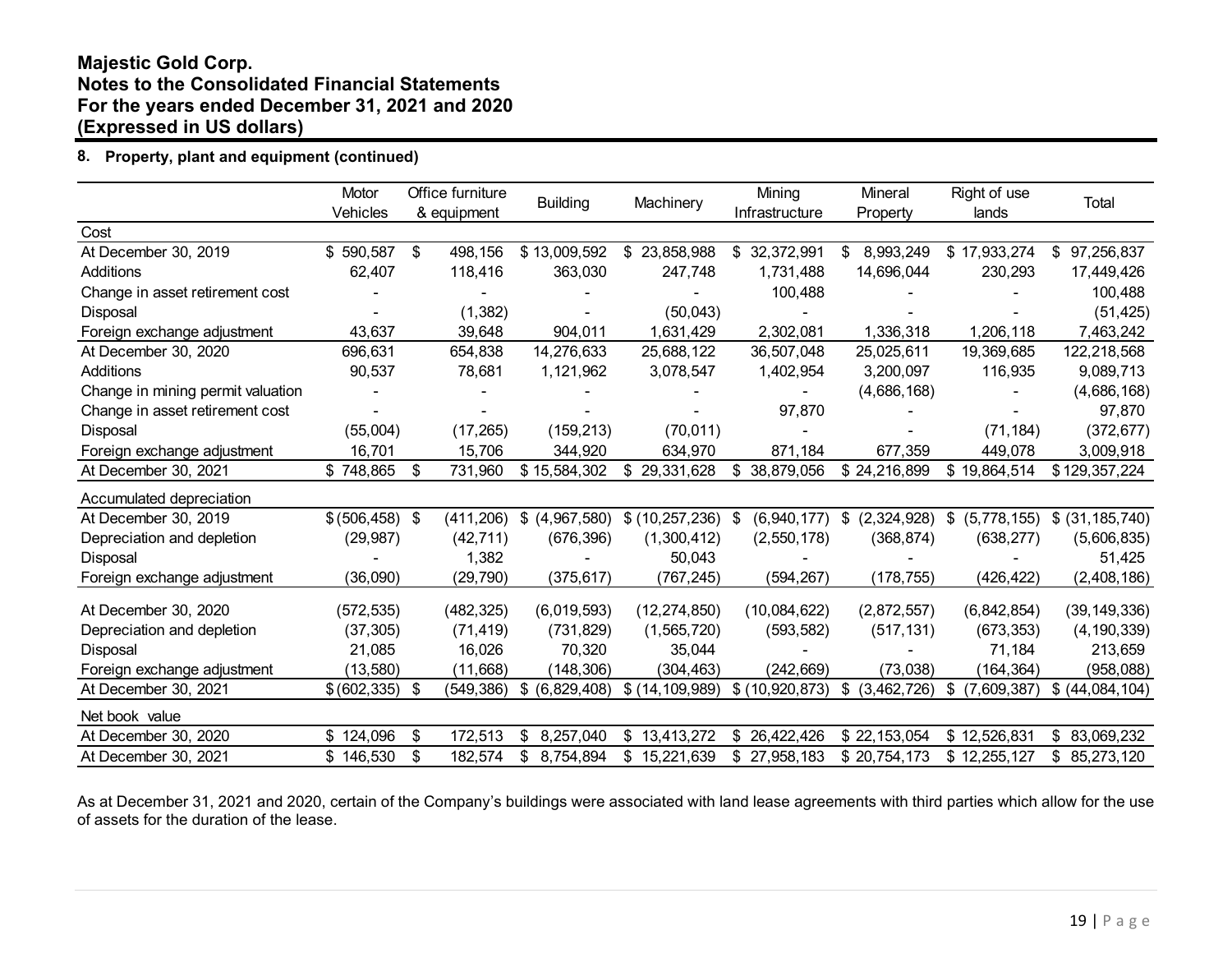# Majestic Gold Corp.
# Notes to the Consolidated Financial Statements
# For the years ended December 31, 2021 and 2020
# (Expressed in US dollars)

## 8. Property, plant and equipment (continued)

| | Motor Vehicles | Office furniture & equipment | Building | Machinery | Mining Infrastructure | Mineral Property | Right of use lands | Total |
|---|---|---|---|---|---|---|---|---|
| **Cost** | | | | | | | | |
| At December 30, 2019 | $ 590,587 | $ 498,156 | $ 13,009,592 | $ 23,858,988 | $ 32,372,991 | $ 8,993,249 | $ 17,933,274 | $ 97,256,837 |
| Additions | 62,407 | 118,416 | 363,030 | 247,748 | 1,731,488 | 14,696,044 | 230,293 | 17,449,426 |
| Change in asset retirement cost | - | - | - | - | 100,488 | - | - | 100,488 |
| Disposal | - | (1,382) | - | (50,043) | - | - | - | (51,425) |
| Foreign exchange adjustment | 43,637 | 39,648 | 904,011 | 1,631,429 | 2,302,081 | 1,336,318 | 1,206,118 | 7,463,242 |
| At December 30, 2020 | 696,631 | 654,838 | 14,276,633 | 25,688,122 | 36,507,048 | 25,025,611 | 19,369,685 | 122,218,568 |
| Additions | 90,537 | 78,681 | 1,121,962 | 3,078,547 | 1,402,954 | 3,200,097 | 116,935 | 9,089,713 |
| Change in mining permit valuation | - | - | - | - | - | (4,686,168) | - | (4,686,168) |
| Change in asset retirement cost | - | - | - | - | 97,870 | - | - | 97,870 |
| Disposal | (55,004) | (17,265) | (159,213) | (70,011) | - | - | (71,184) | (372,677) |
| Foreign exchange adjustment | 16,701 | 15,706 | 344,920 | 634,970 | 871,184 | 677,359 | 449,078 | 3,009,918 |
| At December 30, 2021 | $ 748,865 | $ 731,960 | $ 15,584,302 | $ 29,331,628 | $ 38,879,056 | $ 24,216,899 | $ 19,864,514 | $ 129,357,224 |
| **Accumulated depreciation** | | | | | | | | |
| At December 30, 2019 | $ (506,458) | $ (411,206) | $ (4,967,580) | $ (10,257,236) | $ (6,940,177) | $ (2,324,928) | $ (5,778,155) | $ (31,185,740) |
| Depreciation and depletion | (29,987) | (42,711) | (676,396) | (1,300,412) | (2,550,178) | (368,874) | (638,277) | (5,606,835) |
| Disposal | - | 1,382 | - | 50,043 | - | - | - | 51,425 |
| Foreign exchange adjustment | (36,090) | (29,790) | (375,617) | (767,245) | (594,267) | (178,755) | (426,422) | (2,408,186) |
| At December 30, 2020 | (572,535) | (482,325) | (6,019,593) | (12,274,850) | (10,084,622) | (2,872,557) | (6,842,854) | (39,149,336) |
| Depreciation and depletion | (37,305) | (71,419) | (731,829) | (1,565,720) | (593,582) | (517,131) | (673,353) | (4,190,339) |
| Disposal | 21,085 | 16,026 | 70,320 | 35,044 | - | - | 71,184 | 213,659 |
| Foreign exchange adjustment | (13,580) | (11,668) | (148,306) | (304,463) | (242,669) | (73,038) | (164,364) | (958,088) |
| At December 30, 2021 | $ (602,335) | $ (549,386) | $ (6,829,408) | $ (14,109,989) | $ (10,920,873) | $ (3,462,726) | $ (7,609,387) | $ (44,084,104) |
| **Net book value** | | | | | | | | |
| At December 30, 2020 | $ 124,096 | $ 172,513 | $ 8,257,040 | $ 13,413,272 | $ 26,422,426 | $ 22,153,054 | $ 12,526,831 | $ 83,069,232 |
| At December 30, 2021 | $ 146,530 | $ 182,574 | $ 8,754,894 | $ 15,221,639 | $ 27,958,183 | $ 20,754,173 | $ 12,255,127 | $ 85,273,120 |

As at December 31, 2021 and 2020, certain of the Company's buildings were associated with land lease agreements with third parties which allow for the use of assets for the duration of the lease.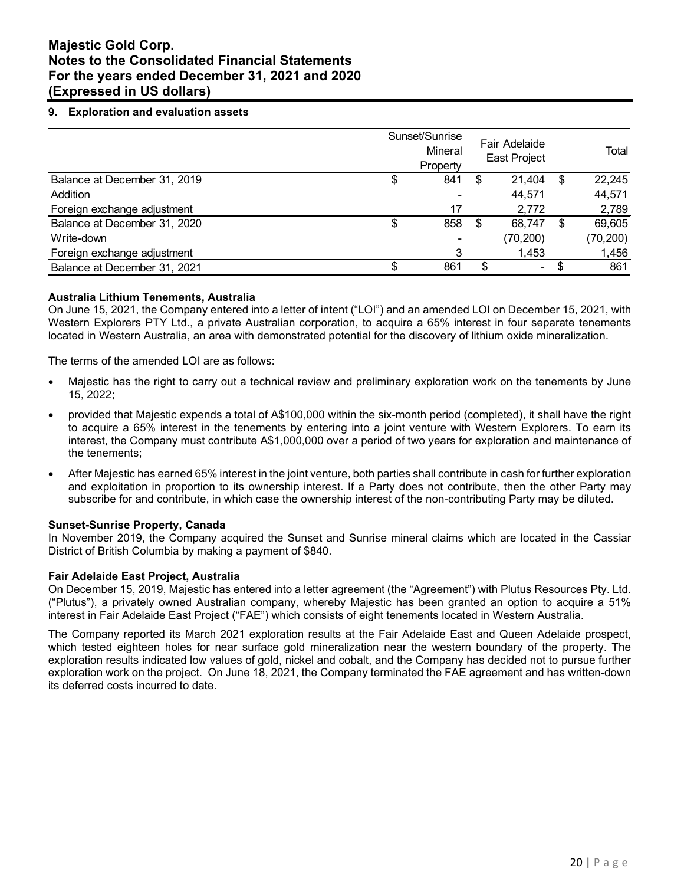## 9. Exploration and evaluation assets

| | Sunset/Sunrise Mineral Property | Fair Adelaide East Project | Total |
|---|---|---|---|
| Balance at December 31, 2019 | $ 841 | $ 21,404 | $ 22,245 |
| Addition | - | 44,571 | 44,571 |
| Foreign exchange adjustment | 17 | 2,772 | 2,789 |
| Balance at December 31, 2020 | $ 858 | $ 68,747 | $ 69,605 |
| Write-down | - | (70,200) | (70,200) |
| Foreign exchange adjustment | 3 | 1,453 | 1,456 |
| Balance at December 31, 2021 | $ 861 | $ - | $ 861 |

### Australia Lithium Tenements, Australia

On June 15, 2021, the Company entered into a letter of intent ("LOI") and an amended LOI on December 15, 2021, with Western Explorers PTY Ltd., a private Australian corporation, to acquire a 65% interest in four separate tenements located in Western Australia, an area with demonstrated potential for the discovery of lithium oxide mineralization.

The terms of the amended LOI are as follows:

- Majestic has the right to carry out a technical review and preliminary exploration work on the tenements by June 15, 2022;
- provided that Majestic expends a total of A$100,000 within the six-month period (completed), it shall have the right to acquire a 65% interest in the tenements by entering into a joint venture with Western Explorers. To earn its interest, the Company must contribute A$1,000,000 over a period of two years for exploration and maintenance of the tenements;
- After Majestic has earned 65% interest in the joint venture, both parties shall contribute in cash for further exploration and exploitation in proportion to its ownership interest. If a Party does not contribute, then the other Party may subscribe for and contribute, in which case the ownership interest of the non-contributing Party may be diluted.

### Sunset-Sunrise Property, Canada

In November 2019, the Company acquired the Sunset and Sunrise mineral claims which are located in the Cassiar District of British Columbia by making a payment of $840.

### Fair Adelaide East Project, Australia

On December 15, 2019, Majestic has entered into a letter agreement (the "Agreement") with Plutus Resources Pty. Ltd. ("Plutus"), a privately owned Australian company, whereby Majestic has been granted an option to acquire a 51% interest in Fair Adelaide East Project ("FAE") which consists of eight tenements located in Western Australia.

The Company reported its March 2021 exploration results at the Fair Adelaide East and Queen Adelaide prospect, which tested eighteen holes for near surface gold mineralization near the western boundary of the property. The exploration results indicated low values of gold, nickel and cobalt, and the Company has decided not to pursue further exploration work on the project. On June 18, 2021, the Company terminated the FAE agreement and has written-down its deferred costs incurred to date.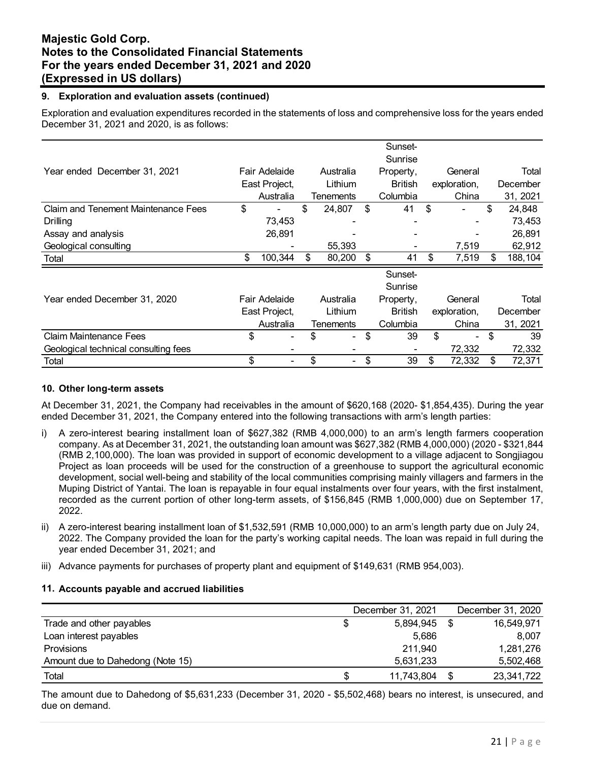## 9. Exploration and evaluation assets (continued)

Exploration and evaluation expenditures recorded in the statements of loss and comprehensive loss for the years ended December 31, 2021 and 2020, is as follows:

| Year ended December 31, 2021 | Fair Adelaide East Project, Australia | Australia Lithium Tenements | Sunset-Sunrise Property, British Columbia | General exploration, China | Total December 31, 2021 |
|---|---|---|---|---|---|
| Claim and Tenement Maintenance Fees | $ - | $ 24,807 | $ 41 | $ - | $ 24,848 |
| Drilling | 73,453 | - | - | - | 73,453 |
| Assay and analysis | 26,891 | - | - | - | 26,891 |
| Geological consulting | - | 55,393 | - | 7,519 | 62,912 |
| Total | $ 100,344 | $ 80,200 | $ 41 | $ 7,519 | $ 188,104 |

| Year ended December 31, 2020 | Fair Adelaide East Project, Australia | Australia Lithium Tenements | Sunset-Sunrise Property, British Columbia | General exploration, China | Total December 31, 2021 |
|---|---|---|---|---|---|
| Claim Maintenance Fees | $ - | $ - | $ 39 | $ - | $ 39 |
| Geological technical consulting fees | - | - | - | 72,332 | 72,332 |
| Total | $ - | $ - | $ 39 | $ 72,332 | $ 72,371 |

## 10. Other long-term assets

At December 31, 2021, the Company had receivables in the amount of $620,168 (2020- $1,854,435). During the year ended December 31, 2021, the Company entered into the following transactions with arm's length parties:

i) A zero-interest bearing installment loan of $627,382 (RMB 4,000,000) to an arm's length farmers cooperation company. As at December 31, 2021, the outstanding loan amount was $627,382 (RMB 4,000,000) (2020 - $321,844 (RMB 2,100,000). The loan was provided in support of economic development to a village adjacent to Songjiagou Project as loan proceeds will be used for the construction of a greenhouse to support the agricultural economic development, social well-being and stability of the local communities comprising mainly villagers and farmers in the Muping District of Yantai. The loan is repayable in four equal instalments over four years, with the first instalment, recorded as the current portion of other long-term assets, of $156,845 (RMB 1,000,000) due on September 17, 2022.

ii) A zero-interest bearing installment loan of $1,532,591 (RMB 10,000,000) to an arm's length party due on July 24, 2022. The Company provided the loan for the party's working capital needs. The loan was repaid in full during the year ended December 31, 2021; and

iii) Advance payments for purchases of property plant and equipment of $149,631 (RMB 954,003).

## 11. Accounts payable and accrued liabilities

| | December 31, 2021 | December 31, 2020 |
|---|---|---|
| Trade and other payables | $ 5,894,945 | $ 16,549,971 |
| Loan interest payables | 5,686 | 8,007 |
| Provisions | 211,940 | 1,281,276 |
| Amount due to Dahedong (Note 15) | 5,631,233 | 5,502,468 |
| Total | $ 11,743,804 | $ 23,341,722 |

The amount due to Dahedong of $5,631,233 (December 31, 2020 - $5,502,468) bears no interest, is unsecured, and due on demand.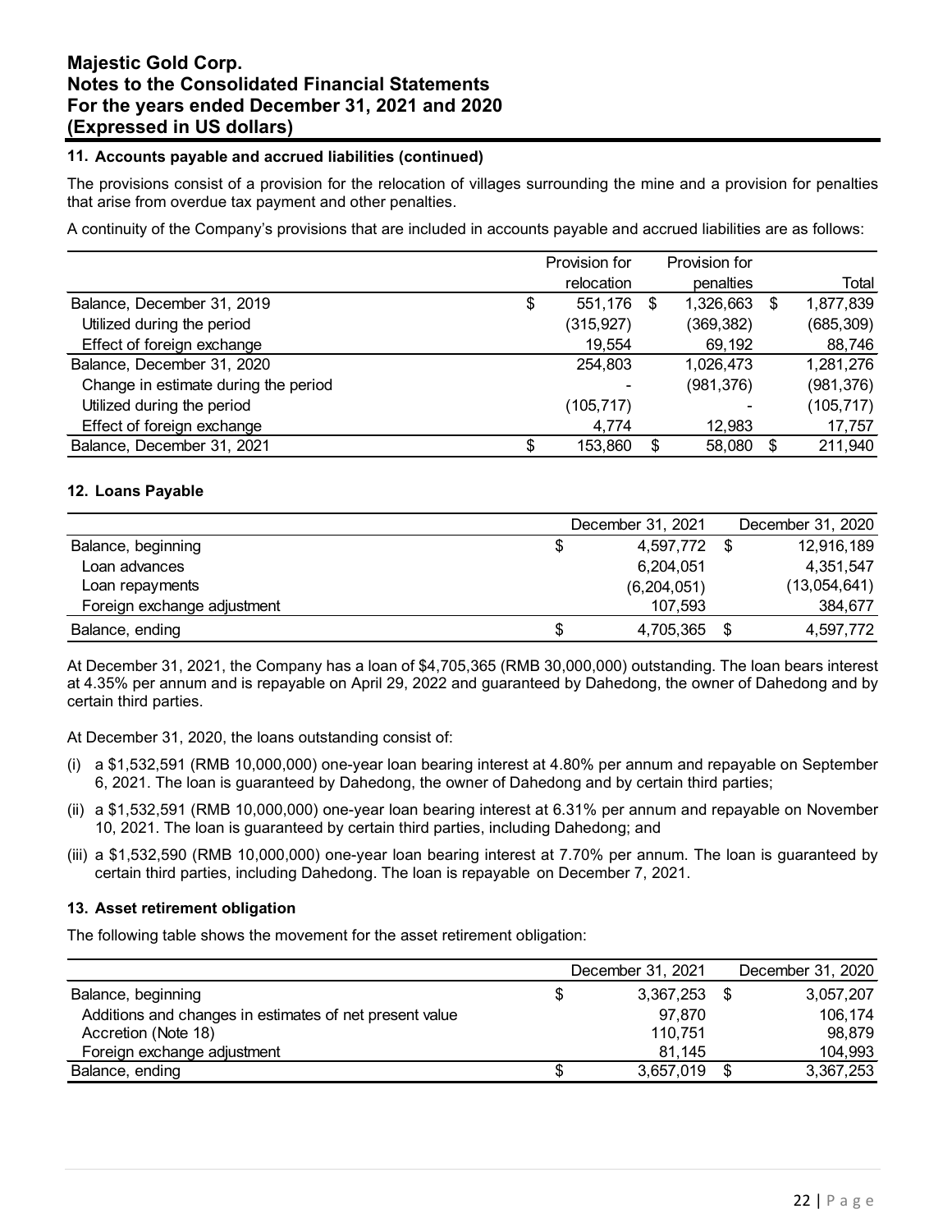## 11. Accounts payable and accrued liabilities (continued)

The provisions consist of a provision for the relocation of villages surrounding the mine and a provision for penalties that arise from overdue tax payment and other penalties.

A continuity of the Company's provisions that are included in accounts payable and accrued liabilities are as follows:

| | Provision for relocation | Provision for penalties | Total |
|---|---|---|---|
| Balance, December 31, 2019 | $ 551,176 | $ 1,326,663 | $ 1,877,839 |
| Utilized during the period | (315,927) | (369,382) | (685,309) |
| Effect of foreign exchange | 19,554 | 69,192 | 88,746 |
| Balance, December 31, 2020 | 254,803 | 1,026,473 | 1,281,276 |
| Change in estimate during the period | - | (981,376) | (981,376) |
| Utilized during the period | (105,717) | - | (105,717) |
| Effect of foreign exchange | 4,774 | 12,983 | 17,757 |
| Balance, December 31, 2021 | $ 153,860 | $ 58,080 | $ 211,940 |

## 12. Loans Payable

| | December 31, 2021 | December 31, 2020 |
|---|---|---|
| Balance, beginning | $ 4,597,772 | $ 12,916,189 |
| Loan advances | 6,204,051 | 4,351,547 |
| Loan repayments | (6,204,051) | (13,054,641) |
| Foreign exchange adjustment | 107,593 | 384,677 |
| Balance, ending | $ 4,705,365 | $ 4,597,772 |

At December 31, 2021, the Company has a loan of $4,705,365 (RMB 30,000,000) outstanding. The loan bears interest at 4.35% per annum and is repayable on April 29, 2022 and guaranteed by Dahedong, the owner of Dahedong and by certain third parties.

At December 31, 2020, the loans outstanding consist of:

(i) a $1,532,591 (RMB 10,000,000) one-year loan bearing interest at 4.80% per annum and repayable on September 6, 2021. The loan is guaranteed by Dahedong, the owner of Dahedong and by certain third parties;

(ii) a $1,532,591 (RMB 10,000,000) one-year loan bearing interest at 6.31% per annum and repayable on November 10, 2021. The loan is guaranteed by certain third parties, including Dahedong; and

(iii) a $1,532,590 (RMB 10,000,000) one-year loan bearing interest at 7.70% per annum. The loan is guaranteed by certain third parties, including Dahedong. The loan is repayable on December 7, 2021.

## 13. Asset retirement obligation

The following table shows the movement for the asset retirement obligation:

| | December 31, 2021 | December 31, 2020 |
|---|---|---|
| Balance, beginning | $ 3,367,253 | $ 3,057,207 |
| Additions and changes in estimates of net present value | 97,870 | 106,174 |
| Accretion (Note 18) | 110,751 | 98,879 |
| Foreign exchange adjustment | 81,145 | 104,993 |
| Balance, ending | $ 3,657,019 | $ 3,367,253 |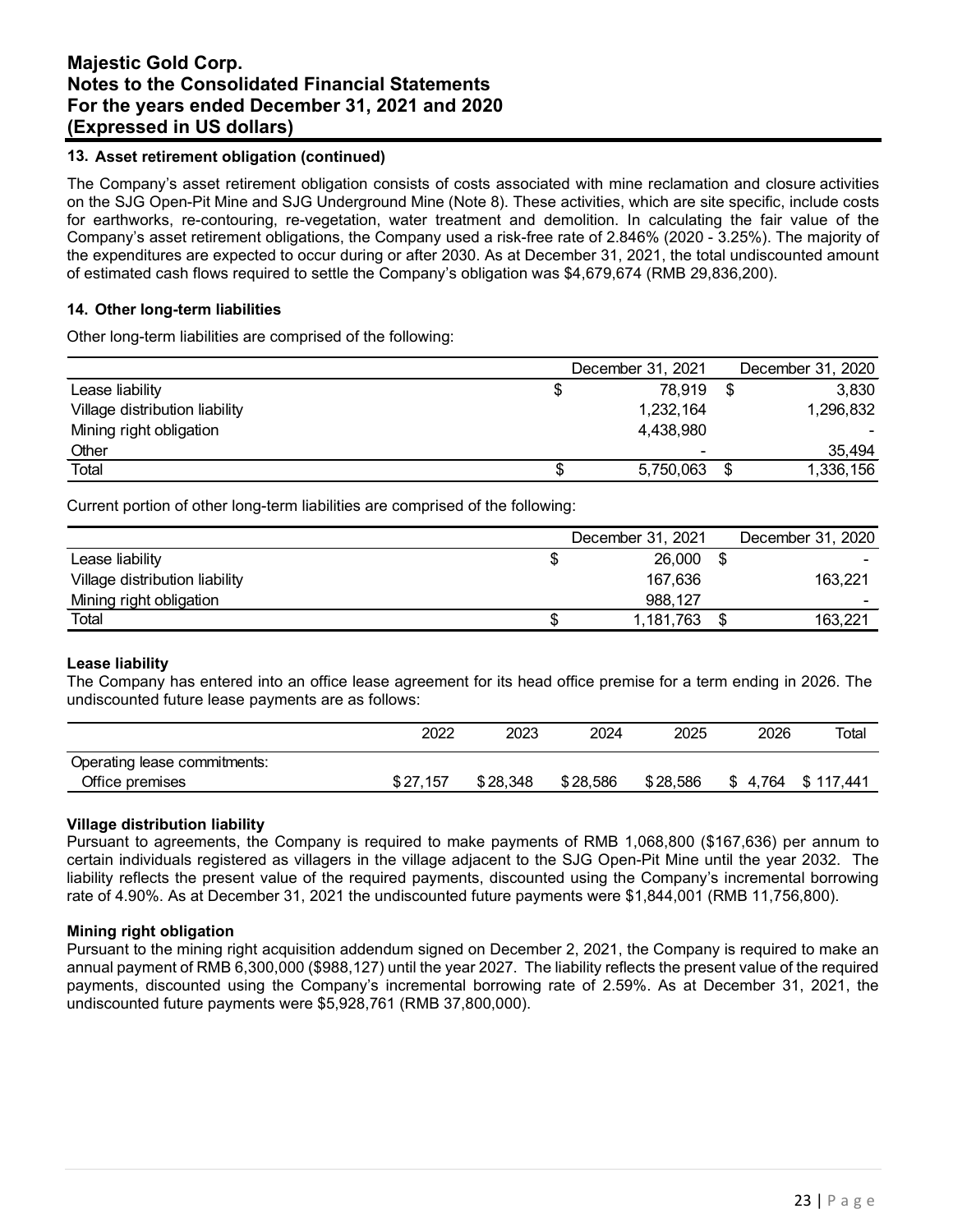### 13. Asset retirement obligation (continued)

The Company's asset retirement obligation consists of costs associated with mine reclamation and closure activities on the SJG Open-Pit Mine and SJG Underground Mine (Note 8). These activities, which are site specific, include costs for earthworks, re-contouring, re-vegetation, water treatment and demolition. In calculating the fair value of the Company's asset retirement obligations, the Company used a risk-free rate of 2.846% (2020 - 3.25%). The majority of the expenditures are expected to occur during or after 2030. As at December 31, 2021, the total undiscounted amount of estimated cash flows required to settle the Company's obligation was $4,679,674 (RMB 29,836,200).

### 14. Other long-term liabilities

Other long-term liabilities are comprised of the following:

| | December 31, 2021 | December 31, 2020 |
|---|---|---|
| Lease liability | $ 78,919 | $ 3,830 |
| Village distribution liability | 1,232,164 | 1,296,832 |
| Mining right obligation | 4,438,980 | - |
| Other | - | 35,494 |
| Total | $ 5,750,063 | $ 1,336,156 |

Current portion of other long-term liabilities are comprised of the following:

| | December 31, 2021 | December 31, 2020 |
|---|---|---|
| Lease liability | $ 26,000 | $ - |
| Village distribution liability | 167,636 | 163,221 |
| Mining right obligation | 988,127 | - |
| Total | $ 1,181,763 | $ 163,221 |

**Lease liability**

The Company has entered into an office lease agreement for its head office premise for a term ending in 2026. The undiscounted future lease payments are as follows:

| | 2022 | 2023 | 2024 | 2025 | 2026 | Total |
|---|---|---|---|---|---|---|
| Operating lease commitments: | | | | | | |
| Office premises | $ 27,157 | $ 28,348 | $ 28,586 | $ 28,586 | $ 4,764 | $ 117,441 |

**Village distribution liability**

Pursuant to agreements, the Company is required to make payments of RMB 1,068,800 ($167,636) per annum to certain individuals registered as villagers in the village adjacent to the SJG Open-Pit Mine until the year 2032. The liability reflects the present value of the required payments, discounted using the Company's incremental borrowing rate of 4.90%. As at December 31, 2021 the undiscounted future payments were $1,844,001 (RMB 11,756,800).

**Mining right obligation**

Pursuant to the mining right acquisition addendum signed on December 2, 2021, the Company is required to make an annual payment RMB 6,300,000 ($988,127) until the year 2027. The liability reflects the present value of the required payments, discounted using the Company's incremental borrowing rate of 2.59%. As at December 31, 2021, the undiscounted future payments were $5,928,761 (RMB 37,800,000).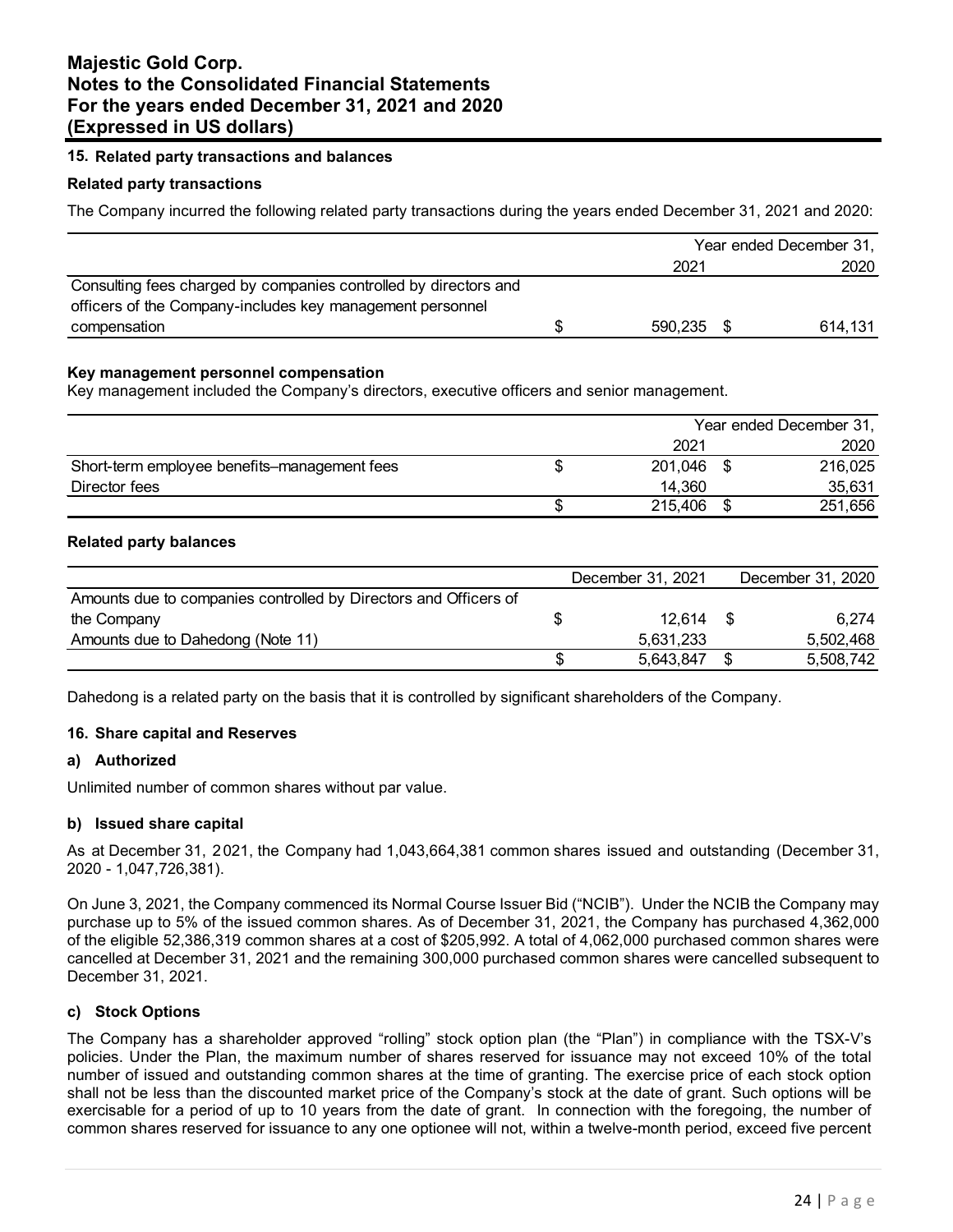## 15. Related party transactions and balances

### Related party transactions

The Company incurred the following related party transactions during the years ended December 31, 2021 and 2020:

| | Year ended December 31, | |
|---|---|---|
| | 2021 | 2020 |
| Consulting fees charged by companies controlled by directors and officers of the Company-includes key management personnel compensation | $ 590,235 | $ 614,131 |

### Key management personnel compensation

Key management included the Company's directors, executive officers and senior management.

| | Year ended December 31, | |
|---|---|---|
| | 2021 | 2020 |
| Short-term employee benefits–management fees | $ 201,046 | $ 216,025 |
| Director fees | 14,360 | 35,631 |
| | $ 215,406 | $ 251,656 |

### Related party balances

| | December 31, 2021 | December 31, 2020 |
|---|---|---|
| Amounts due to companies controlled by Directors and Officers of the Company | $ 12,614 | $ 6,274 |
| Amounts due to Dahedong (Note 11) | 5,631,233 | 5,502,468 |
| | $ 5,643,847 | $ 5,508,742 |

Dahedong is a related party on the basis that it is controlled by significant shareholders of the Company.

## 16. Share capital and Reserves

### a) Authorized

Unlimited number of common shares without par value.

### b) Issued share capital

As at December 31, 2021, the Company had 1,043,664,381 common shares issued and outstanding (December 31, 2020 - 1,047,726,381).

On June 3, 2021, the Company commenced its Normal Course Issuer Bid ("NCIB"). Under the NCIB the Company may purchase up to 5% of the issued common shares. As of December 31, 2021, the Company has purchased 4,362,000 of the eligible 52,386,319 common shares at a cost of $205,992. A total of 4,062,000 purchased common shares were cancelled at December 31, 2021 and the remaining 300,000 purchased common shares were cancelled subsequent to December 31, 2021.

### c) Stock Options

The Company has a shareholder approved "rolling" stock option plan (the "Plan") in compliance with the TSX-V's policies. Under the Plan, the maximum number of shares reserved for issuance may not exceed 10% of the total number of issued and outstanding common shares at the time of granting. The exercise price of each stock option shall not be less than the discounted market price of the Company's stock at the date of grant. Such options will be exercisable for a period of up to 10 years from the date of grant. In connection with the foregoing, the number of common shares reserved for issuance to any one optionee will not, within a twelve-month period, exceed five percent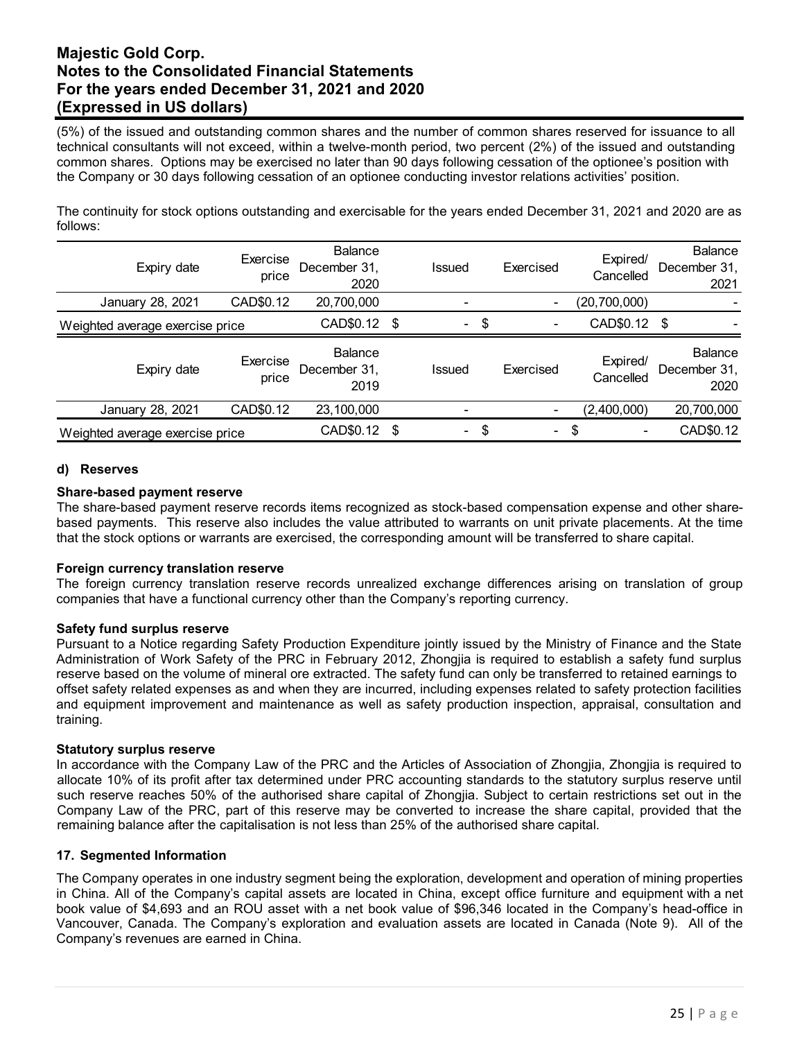(5%) of the issued and outstanding common shares and the number of common shares reserved for issuance to all technical consultants will not exceed, within a twelve-month period, two percent (2%) of the issued and outstanding common shares. Options may be exercised no later than 90 days following cessation of the optionee's position with the Company or 30 days following cessation of an optionee conducting investor relations activities' position.

The continuity for stock options outstanding and exercisable for the years ended December 31, 2021 and 2020 are as follows:

| Expiry date | Exercise price | Balance December 31, 2020 | Issued | Exercised | Expired/ Cancelled | Balance December 31, 2021 |
|---|---|---|---|---|---|---|
| January 28, 2021 | CAD$0.12 | 20,700,000 | - | - | (20,700,000) | - |
| Weighted average exercise price | | CAD$0.12 | $ - | $ - | CAD$0.12 | $ - |
| **Expiry date** | **Exercise price** | **Balance December 31, 2019** | **Issued** | **Exercised** | **Expired/ Cancelled** | **Balance December 31, 2020** |
| January 28, 2021 | CAD$0.12 | 23,100,000 | - | - | (2,400,000) | 20,700,000 |
| Weighted average exercise price | | CAD$0.12 | $ - | $ - | $ - | CAD$0.12 |

#### d) Reserves

**Share-based payment reserve**
The share-based payment reserve records items recognized as stock-based compensation expense and other share-based payments. This reserve also includes the value attributed to warrants on unit private placements. At the time that the stock options or warrants are exercised, the corresponding amount will be transferred to share capital.

**Foreign currency translation reserve**
The foreign currency translation reserve records unrealized exchange differences arising on translation of group companies that have a functional currency other than the Company's reporting currency.

**Safety fund surplus reserve**
Pursuant to a Notice regarding Safety Production Expenditure jointly issued by the Ministry of Finance and the State Administration of Work Safety of the PRC in February 2012, Zhongjia is required to establish a safety fund surplus reserve based on the volume of mineral ore extracted. The safety fund can only be transferred to retained earnings to offset safety related expenses as and when they are incurred, including expenses related to safety protection facilities and equipment improvement and maintenance as well as safety production inspection, appraisal, consultation and training.

**Statutory surplus reserve**
In accordance with the Company Law of the PRC and the Articles of Association of Zhongjia, Zhongjia is required to allocate 10% of its profit after tax determined under PRC accounting standards to the statutory surplus reserve until such reserve reaches 50% of the authorised share capital of Zhongjia. Subject to certain restrictions set out in the Company Law of the PRC, part of this reserve may be converted to increase the share capital, provided that the remaining balance after the capitalisation is not less than 25% of the authorised share capital.

### 17. Segmented Information

The Company operates in one industry segment being the exploration, development and operation of mining properties in China. All of the Company's capital assets are located in China, except office furniture and equipment with a net book value of $4,693 and an ROU asset with a net book value of $96,346 located in the Company's head-office in Vancouver, Canada. The Company's exploration and evaluation assets are located in Canada (Note 9). All of the Company's revenues are earned in China.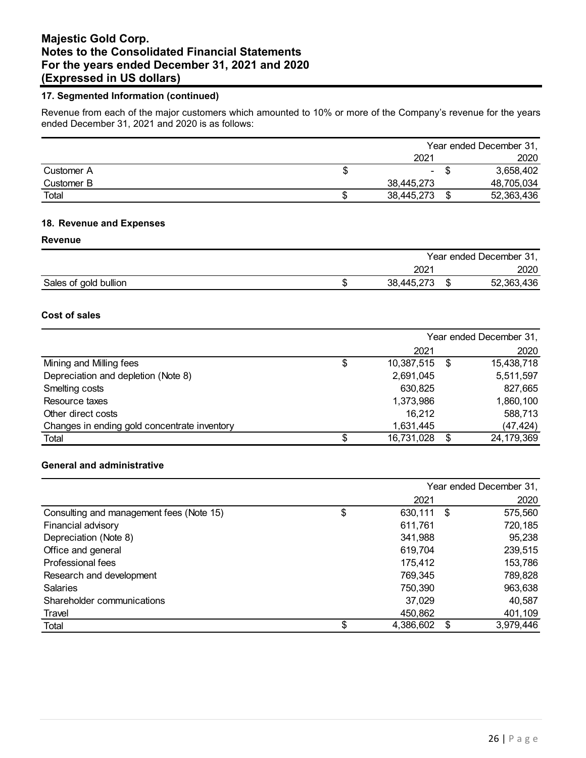## 17. Segmented Information (continued)

Revenue from each of the major customers which amounted to 10% or more of the Company's revenue for the years ended December 31, 2021 and 2020 is as follows:

| | Year ended December 31, 2021 | 2020 |
|---|---|---|
| Customer A | $ - | $ 3,658,402 |
| Customer B | 38,445,273 | 48,705,034 |
| Total | $ 38,445,273 | $ 52,363,436 |

## 18. Revenue and Expenses

### Revenue

| | Year ended December 31, 2021 | 2020 |
|---|---|---|
| Sales of gold bullion | $ 38,445,273 | $ 52,363,436 |

### Cost of sales

| | Year ended December 31, 2021 | 2020 |
|---|---|---|
| Mining and Milling fees | $ 10,387,515 | $ 15,438,718 |
| Depreciation and depletion (Note 8) | 2,691,045 | 5,511,597 |
| Smelting costs | 630,825 | 827,665 |
| Resource taxes | 1,373,986 | 1,860,100 |
| Other direct costs | 16,212 | 588,713 |
| Changes in ending gold concentrate inventory | 1,631,445 | (47,424) |
| Total | $ 16,731,028 | $ 24,179,369 |

### General and administrative

| | Year ended December 31, 2021 | 2020 |
|---|---|---|
| Consulting and management fees (Note 15) | $ 630,111 | $ 575,560 |
| Financial advisory | 611,761 | 720,185 |
| Depreciation (Note 8) | 341,988 | 95,238 |
| Office and general | 619,704 | 239,515 |
| Professional fees | 175,412 | 153,786 |
| Research and development | 769,345 | 789,828 |
| Salaries | 750,390 | 963,638 |
| Shareholder communications | 37,029 | 40,587 |
| Travel | 450,862 | 401,109 |
| Total | $ 4,386,602 | $ 3,979,446 |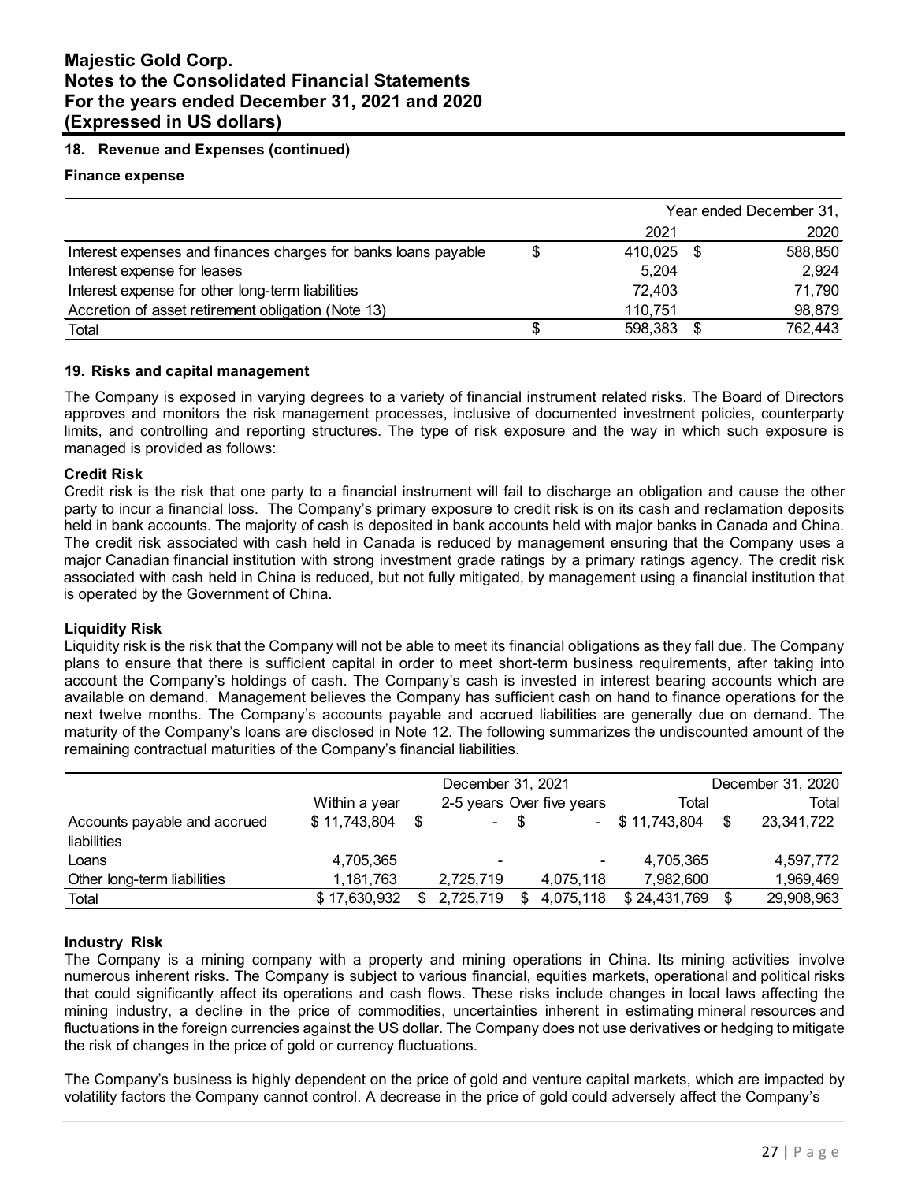## 18. Revenue and Expenses (continued)

### Finance expense

| | Year ended December 31, | |
|---|---|---|
| | 2021 | 2020 |
| Interest expenses and finances charges for banks loans payable | $ 410,025 | $ 588,850 |
| Interest expense for leases | 5,204 | 2,924 |
| Interest expense for other long-term liabilities | 72,403 | 71,790 |
| Accretion of asset retirement obligation (Note 13) | 110,751 | 98,879 |
| Total | $ 598,383 | $ 762,443 |

## 19. Risks and capital management

The Company is exposed in varying degrees to a variety of financial instrument related risks. The Board of Directors approves and monitors the risk management processes, inclusive of documented investment policies, counterparty limits, and controlling and reporting structures. The type of risk exposure and the way in which such exposure is managed is provided as follows:

**Credit Risk**

Credit risk is the risk that one party to a financial instrument will fail to discharge an obligation and cause the other party to incur a financial loss. The Company's primary exposure to credit risk is on its cash and reclamation deposits held in bank accounts. The majority of cash is deposited in bank accounts held with major banks in Canada and China. The credit risk associated with cash held in Canada is reduced by management ensuring that the Company uses a major Canadian financial institution with strong investment grade ratings by a primary ratings agency. The credit risk associated with cash held in China is reduced, but not fully mitigated, by management using a financial institution that is operated by the Government of China.

**Liquidity Risk**

Liquidity risk is the risk that the Company will not be able to meet its financial obligations as they fall due. The Company plans to ensure that there is sufficient capital in order to meet short-term business requirements, after taking into account the Company's holdings of cash. The Company's cash is invested in interest bearing accounts which are available on demand. Management believes the Company has sufficient cash on hand to finance operations for the next twelve months. The Company's accounts payable and accrued liabilities are generally due on demand. The maturity of the Company's loans are disclosed in Note 12. The following summarizes the undiscounted amount of the remaining contractual maturities of the Company's financial liabilities.

| | December 31, 2021 | | | | December 31, 2020 |
|---|---|---|---|---|---|
| | Within a year | 2-5 years | Over five years | Total | Total |
| Accounts payable and accrued liabilities | $ 11,743,804 | $ - | $ - | $ 11,743,804 | $ 23,341,722 |
| Loans | 4,705,365 | - | - | 4,705,365 | 4,597,772 |
| Other long-term liabilities | 1,181,763 | 2,725,719 | 4,075,118 | 7,982,600 | 1,969,469 |
| Total | $ 17,630,932 | $ 2,725,719 | $ 4,075,118 | $ 24,431,769 | $ 29,908,963 |

**Industry Risk**

The Company is a mining company with a property and mining operations in China. Its mining activities involve numerous inherent risks. The Company is subject to various financial, equities markets, operational and political risks that could significantly affect its operations and cash flows. These risks include changes in local laws affecting the mining industry, a decline in the price of commodities, uncertainties inherent in estimating mineral resources and fluctuations in the foreign currencies against the US dollar. The Company does not use derivatives or hedging to mitigate the risk of changes in the price of gold or currency fluctuations.

The Company's business is highly dependent on the price of gold and venture capital markets, which are impacted by volatility factors the Company cannot control. A decrease in the price of gold could adversely affect the Company's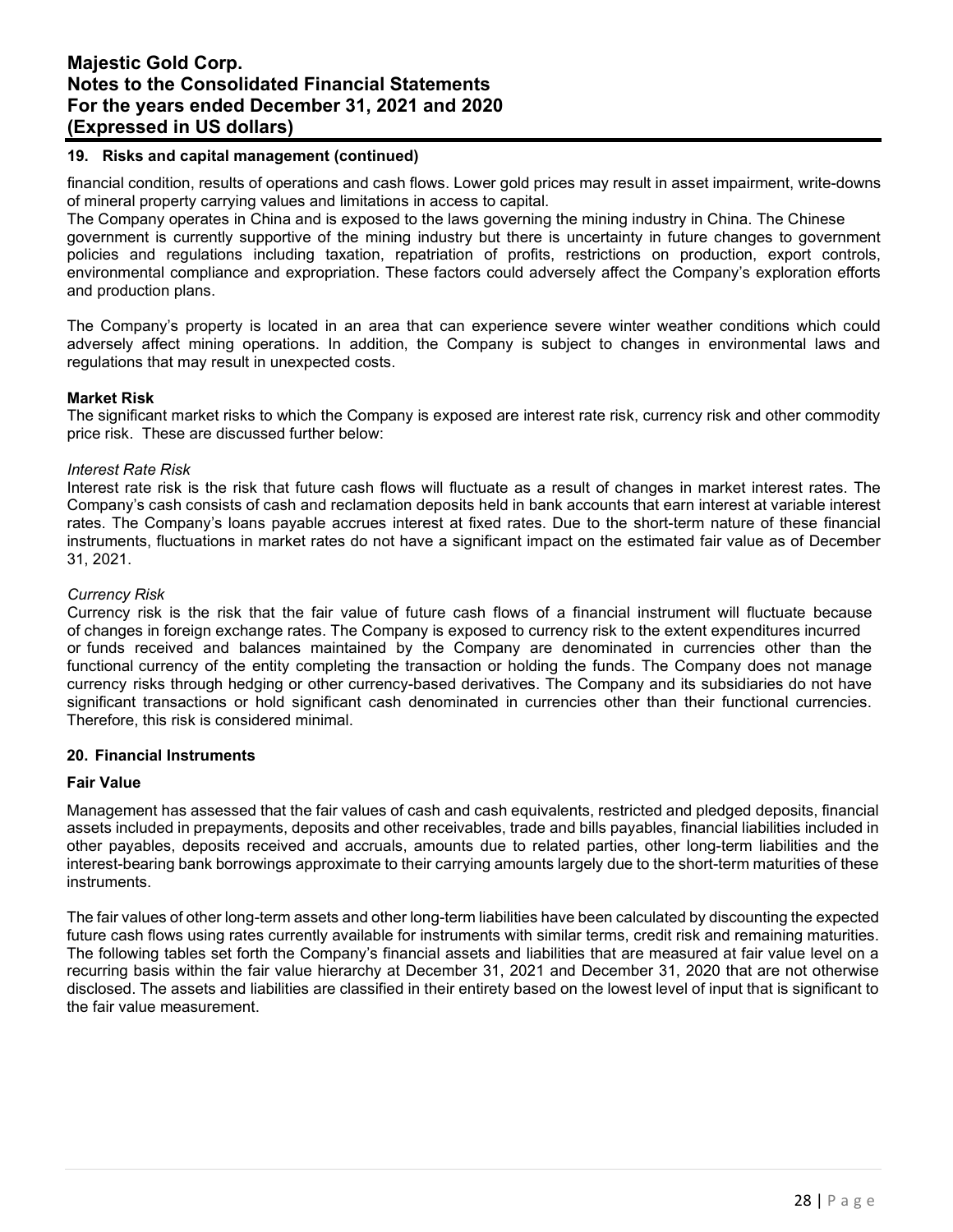## 19. Risks and capital management (continued)

financial condition, results of operations and cash flows. Lower gold prices may result in asset impairment, write-downs of mineral property carrying values and limitations in access to capital.

The Company operates in China and is exposed to the laws governing the mining industry in China. The Chinese government is currently supportive of the mining industry but there is uncertainty in future changes to government policies and regulations including taxation, repatriation of profits, restrictions on production, export controls, environmental compliance and expropriation. These factors could adversely affect the Company's exploration efforts and production plans.

The Company's property is located in an area that can experience severe winter weather conditions which could adversely affect mining operations. In addition, the Company is subject to changes in environmental laws and regulations that may result in unexpected costs.

**Market Risk**

The significant market risks to which the Company is exposed are interest rate risk, currency risk and other commodity price risk. These are discussed further below:

*Interest Rate Risk*

Interest rate risk is the risk that future cash flows will fluctuate as a result of changes in market interest rates. The Company's cash consists of cash and reclamation deposits held in bank accounts that earn interest at variable interest rates. The Company's loans payable accrues interest at fixed rates. Due to the short-term nature of these financial instruments, fluctuations in market rates do not have a significant impact on the estimated fair value as of December 31, 2021.

*Currency Risk*

Currency risk is the risk that the fair value of future cash flows of a financial instrument will fluctuate because of changes in foreign exchange rates. The Company is exposed to currency risk to the extent expenditures incurred or funds received and balances maintained by the Company are denominated in currencies other than the functional currency of the entity completing the transaction or holding the funds. The Company does not manage currency risks through hedging or other currency-based derivatives. The Company and its subsidiaries do not have significant transactions or hold significant cash denominated in currencies other than their functional currencies. Therefore, this risk is considered minimal.

## 20. Financial Instruments

**Fair Value**

Management has assessed that the fair values of cash and cash equivalents, restricted and pledged deposits, financial assets included in prepayments, deposits and other receivables, trade and bills payables, financial liabilities included in other payables, deposits received and accruals, amounts due to related parties, other long-term liabilities and the interest-bearing bank borrowings approximate to their carrying amounts largely due to the short-term maturities of these instruments.

The fair values of other long-term assets and other long-term liabilities have been calculated by discounting the expected future cash flows using rates currently available for instruments with similar terms, credit risk and remaining maturities. The following tables set forth the Company's financial assets and liabilities that are measured at fair value level on a recurring basis within the fair value hierarchy at December 31, 2021 and December 31, 2020 that are not otherwise disclosed. The assets and liabilities are classified in their entirety based on the lowest level of input that is significant to the fair value measurement.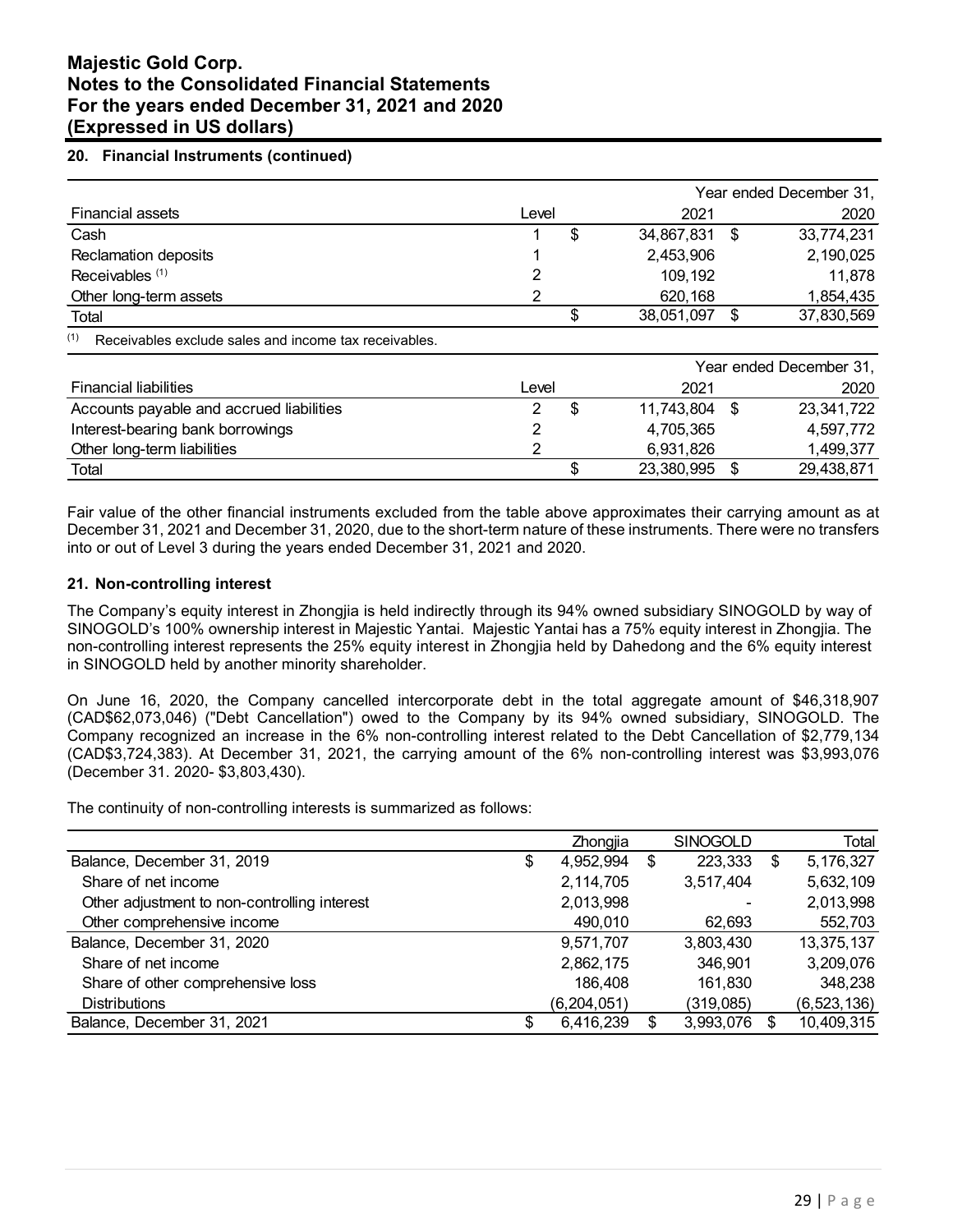## 20. Financial Instruments (continued)

| Financial assets | Level | | Year ended December 31, 2021 | | 2020 |
|---|---|---|---|---|---|
| Cash | 1 | $ | 34,867,831 | $ | 33,774,231 |
| Reclamation deposits | 1 | | 2,453,906 | | 2,190,025 |
| Receivables [(1)] | 2 | | 109,192 | | 11,878 |
| Other long-term assets | 2 | | 620,168 | | 1,854,435 |
| Total | | $ | 38,051,097 | $ | 37,830,569 |

(1) Receivables exclude sales and income tax receivables.

| Financial liabilities | Level | | Year ended December 31, 2021 | | 2020 |
|---|---|---|---|---|---|
| Accounts payable and accrued liabilities | 2 | $ | 11,743,804 | $ | 23,341,722 |
| Interest-bearing bank borrowings | 2 | | 4,705,365 | | 4,597,772 |
| Other long-term liabilities | 2 | | 6,931,826 | | 1,499,377 |
| Total | | $ | 23,380,995 | $ | 29,438,871 |

Fair value of the other financial instruments excluded from the table above approximates their carrying amount as at December 31, 2021 and December 31, 2020, due to the short-term nature of these instruments. There were no transfers into or out of Level 3 during the years ended December 31, 2021 and 2020.

## 21. Non-controlling interest

The Company's equity interest in Zhongjia is held indirectly through its 94% owned subsidiary SINOGOLD by way of SINOGOLD's 100% ownership interest in Majestic Yantai. Majestic Yantai has a 75% equity interest in Zhongjia. The non-controlling interest represents the 25% equity interest in Zhongjia held by Dahedong and the 6% equity interest in SINOGOLD held by another minority shareholder.

On June 16, 2020, the Company cancelled intercorporate debt in the total aggregate amount of $46,318,907 (CAD$62,073,046) ("Debt Cancellation") owed to the Company by its 94% owned subsidiary, SINOGOLD. The Company recognized an increase in the 6% non-controlling interest related to the Debt Cancellation of $2,779,134 (CAD$3,724,383). At December 31, 2021, the carrying amount of the 6% non-controlling interest was $3,993,076 (December 31. 2020- $3,803,430).

The continuity of non-controlling interests is summarized as follows:

| | | Zhongjia | | SINOGOLD | | Total |
|---|---|---|---|---|---|---|
| Balance, December 31, 2019 | $ | 4,952,994 | $ | 223,333 | $ | 5,176,327 |
| Share of net income | | 2,114,705 | | 3,517,404 | | 5,632,109 |
| Other adjustment to non-controlling interest | | 2,013,998 | | - | | 2,013,998 |
| Other comprehensive income | | 490,010 | | 62,693 | | 552,703 |
| Balance, December 31, 2020 | | 9,571,707 | | 3,803,430 | | 13,375,137 |
| Share of net income | | 2,862,175 | | 346,901 | | 3,209,076 |
| Share of other comprehensive loss | | 186,408 | | 161,830 | | 348,238 |
| Distributions | | (6,204,051) | | (319,085) | | (6,523,136) |
| Balance, December 31, 2021 | $ | 6,416,239 | $ | 3,993,076 | $ | 10,409,315 |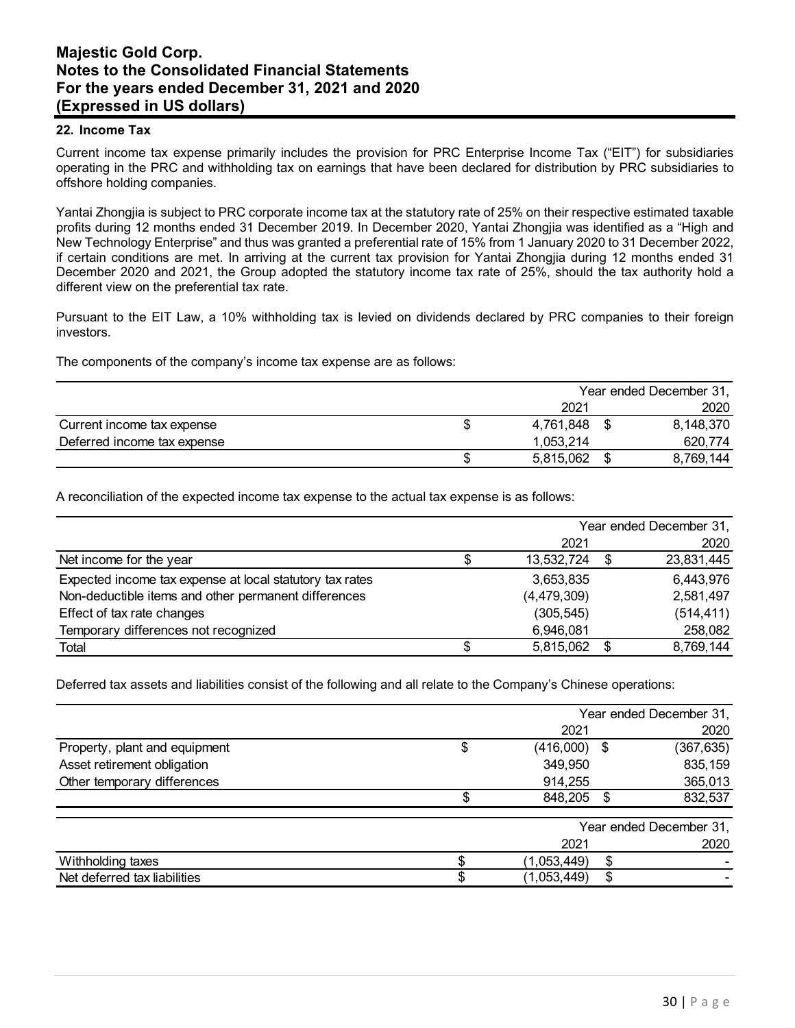## 22. Income Tax

Current income tax expense primarily includes the provision for PRC Enterprise Income Tax ("EIT") for subsidiaries operating in the PRC and withholding tax on earnings that have been declared for distribution by PRC subsidiaries to offshore holding companies.

Yantai Zhongjia is subject to PRC corporate income tax at the statutory rate of 25% on their respective estimated taxable profits during 12 months ended 31 December 2019. In December 2020, Yantai Zhongjia was identified as a "High and New Technology Enterprise" and thus was granted a preferential rate of 15% from 1 January 2020 to 31 December 2022, if certain conditions are met. In arriving at the current tax provision for Yantai Zhongjia during 12 months ended 31 December 2020 and 2021, the Group adopted the statutory income tax rate of 25%, should the tax authority hold a different view on the preferential tax rate.

Pursuant to the EIT Law, a 10% withholding tax is levied on dividends declared by PRC companies to their foreign investors.

The components of the company's income tax expense are as follows:

| | Year ended December 31, 2021 | 2020 |
|---|---|---|
| Current income tax expense | $ 4,761,848 | $ 8,148,370 |
| Deferred income tax expense | 1,053,214 | 620,774 |
| | $ 5,815,062 | $ 8,769,144 |

A reconciliation of the expected income tax expense to the actual tax expense is as follows:

| | Year ended December 31, 2021 | 2020 |
|---|---|---|
| Net income for the year | $ 13,532,724 | $ 23,831,445 |
| Expected income tax expense at local statutory tax rates | 3,653,835 | 6,443,976 |
| Non-deductible items and other permanent differences | (4,479,309) | 2,581,497 |
| Effect of tax rate changes | (305,545) | (514,411) |
| Temporary differences not recognized | 6,946,081 | 258,082 |
| Total | $ 5,815,062 | $ 8,769,144 |

Deferred tax assets and liabilities consist of the following and all relate to the Company's Chinese operations:

| | Year ended December 31, 2021 | 2020 |
|---|---|---|
| Property, plant and equipment | $ (416,000) | $ (367,635) |
| Asset retirement obligation | 349,950 | 835,159 |
| Other temporary differences | 914,255 | 365,013 |
| | $ 848,205 | $ 832,537 |

| | Year ended December 31, 2021 | 2020 |
|---|---|---|
| Withholding taxes | $ (1,053,449) | $ - |
| Net deferred tax liabilities | $ (1,053,449) | $ - |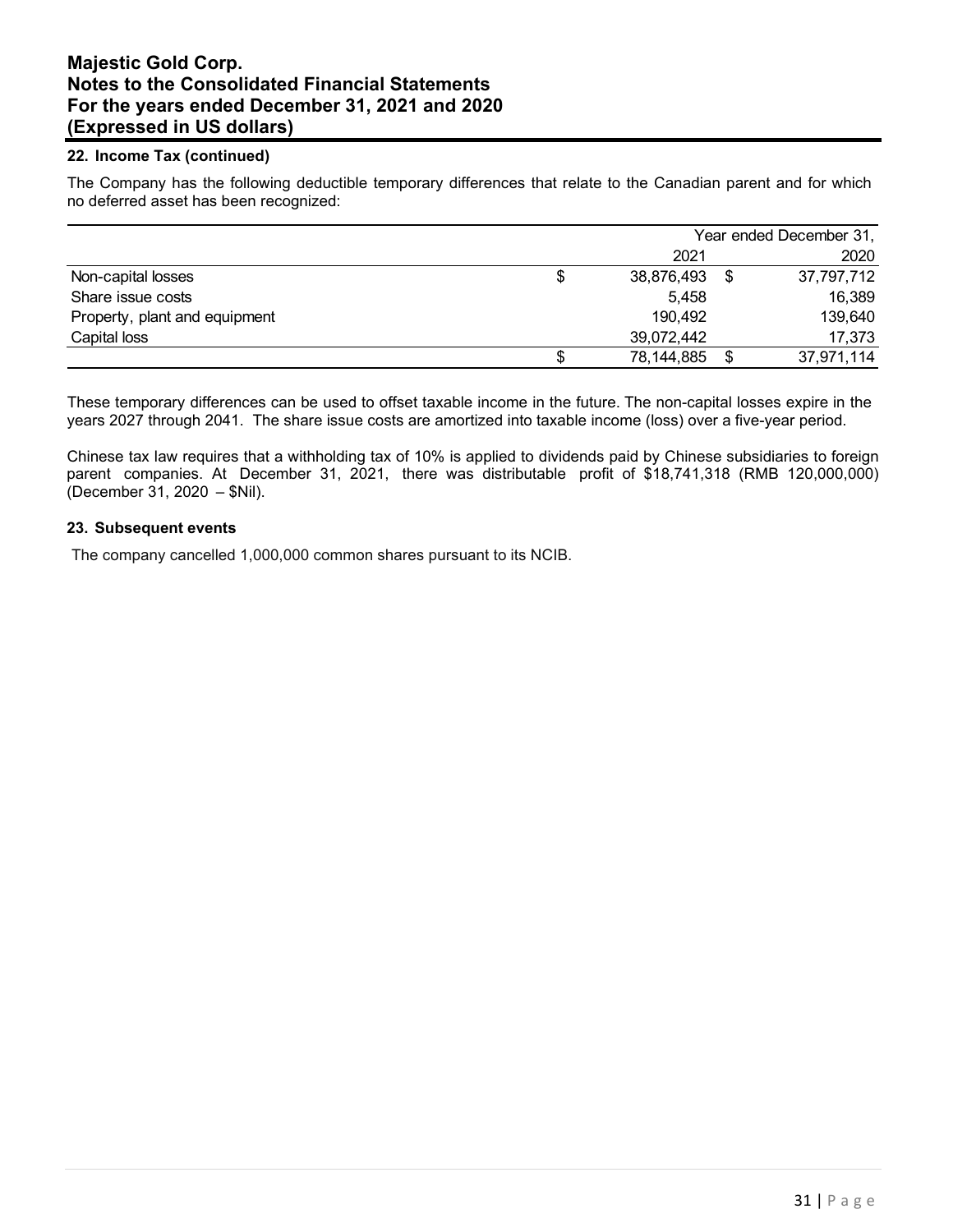## 22. Income Tax (continued)

The Company has the following deductible temporary differences that relate to the Canadian parent and for which no deferred asset has been recognized:

| | Year ended December 31, | |
|---|---|---|
| | 2021 | 2020 |
| Non-capital losses | $ 38,876,493 | $ 37,797,712 |
| Share issue costs | 5,458 | 16,389 |
| Property, plant and equipment | 190,492 | 139,640 |
| Capital loss | 39,072,442 | 17,373 |
| | $ 78,144,885 | $ 37,971,114 |

These temporary differences can be used to offset taxable income in the future. The non-capital losses expire in the years 2027 through 2041. The share issue costs are amortized into taxable income (loss) over a five-year period.

Chinese tax law requires that a withholding tax of 10% is applied to dividends paid by Chinese subsidiaries to foreign parent companies. At December 31, 2021, there was distributable profit of $18,741,318 (RMB 120,000,000) (December 31, 2020 – $Nil).

## 23. Subsequent events

The company cancelled 1,000,000 common shares pursuant to its NCIB.